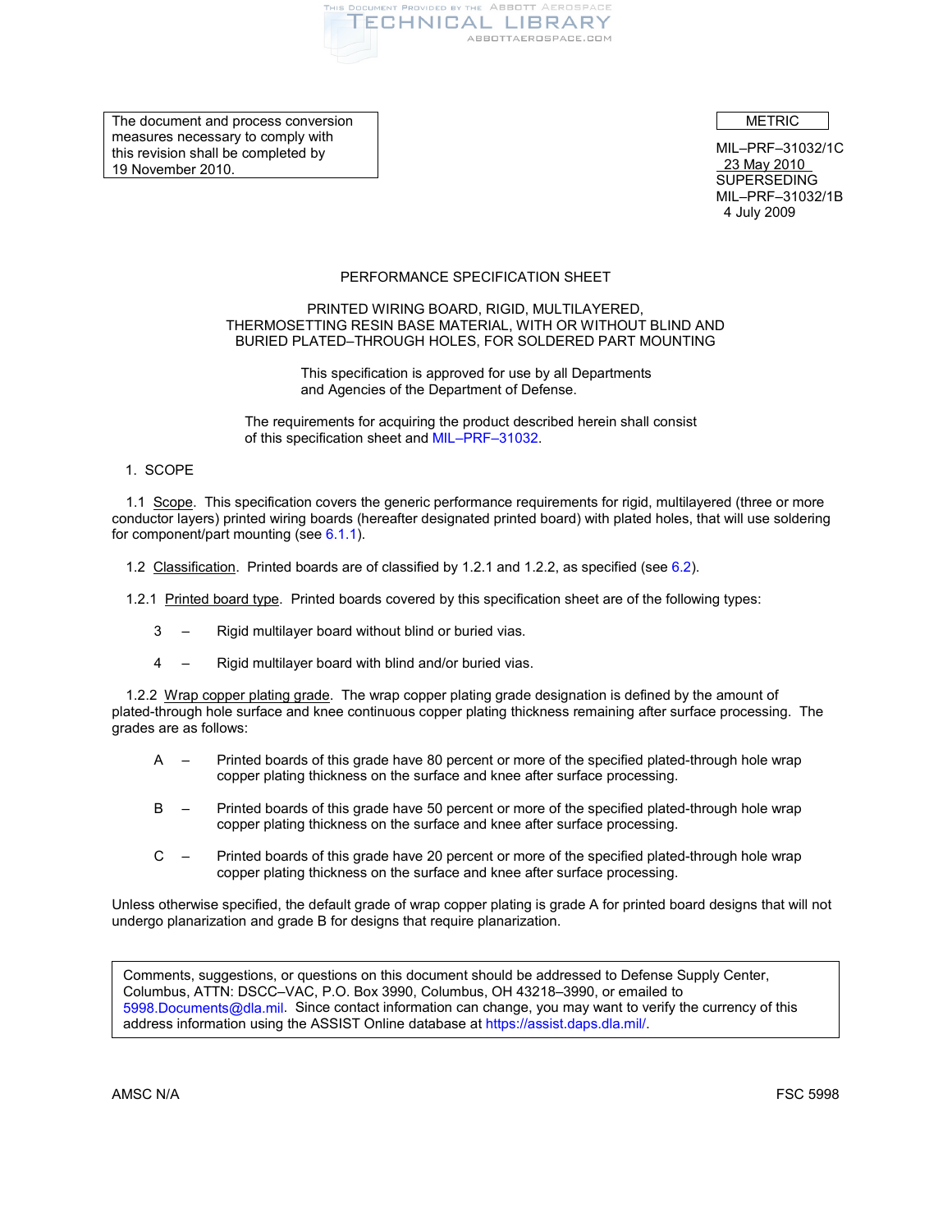The document and process conversion measures necessary to comply with this revision shall be completed by 19 November 2010.

METRIC

MIL–PRF–31032/1C
23 May 2010
SUPERSEDING
MIL–PRF–31032/1B
4 July 2009

PERFORMANCE SPECIFICATION SHEET

PRINTED WIRING BOARD, RIGID, MULTILAYERED, THERMOSETTING RESIN BASE MATERIAL, WITH OR WITHOUT BLIND AND BURIED PLATED–THROUGH HOLES, FOR SOLDERED PART MOUNTING

This specification is approved for use by all Departments and Agencies of the Department of Defense.

The requirements for acquiring the product described herein shall consist of this specification sheet and MIL–PRF–31032.

## 1. SCOPE

1.1 Scope. This specification covers the generic performance requirements for rigid, multilayered (three or more conductor layers) printed wiring boards (hereafter designated printed board) with plated holes, that will use soldering for component/part mounting (see 6.1.1).

1.2 Classification. Printed boards are of classified by 1.2.1 and 1.2.2, as specified (see 6.2).

1.2.1 Printed board type. Printed boards covered by this specification sheet are of the following types:

3 – Rigid multilayer board without blind or buried vias.

4 – Rigid multilayer board with blind and/or buried vias.

1.2.2 Wrap copper plating grade. The wrap copper plating grade designation is defined by the amount of plated-through hole surface and knee continuous copper plating thickness remaining after surface processing. The grades are as follows:

A – Printed boards of this grade have 80 percent or more of the specified plated-through hole wrap copper plating thickness on the surface and knee after surface processing.

B – Printed boards of this grade have 50 percent or more of the specified plated-through hole wrap copper plating thickness on the surface and knee after surface processing.

C – Printed boards of this grade have 20 percent or more of the specified plated-through hole wrap copper plating thickness on the surface and knee after surface processing.

Unless otherwise specified, the default grade of wrap copper plating is grade A for printed board designs that will not undergo planarization and grade B for designs that require planarization.

Comments, suggestions, or questions on this document should be addressed to Defense Supply Center, Columbus, ATTN: DSCC–VAC, P.O. Box 3990, Columbus, OH 43218–3990, or emailed to 5998.Documents@dla.mil. Since contact information can change, you may want to verify the currency of this address information using the ASSIST Online database at https://assist.daps.dla.mil/.

AMSC N/A FSC 5998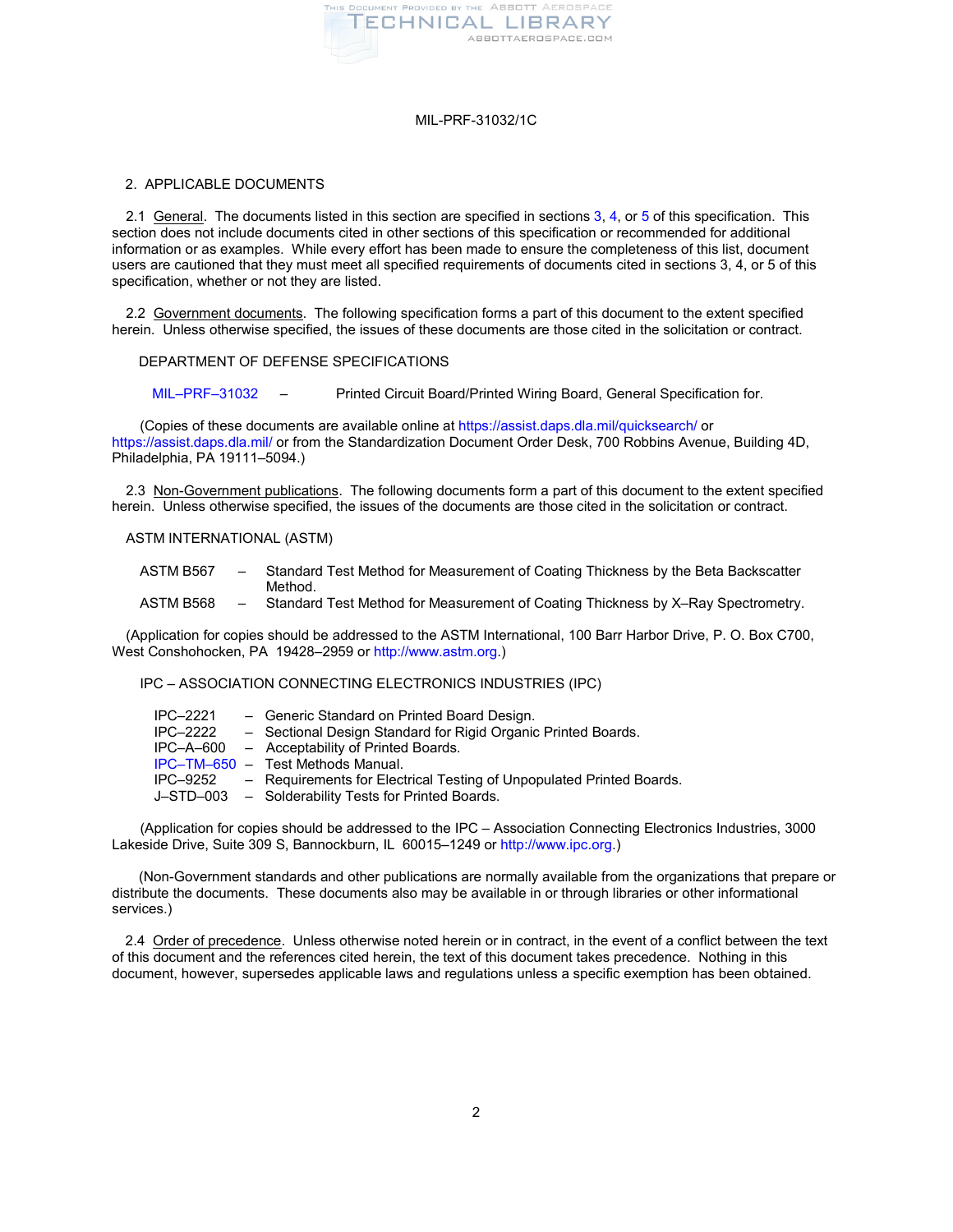## 2. APPLICABLE DOCUMENTS

2.1 General. The documents listed in this section are specified in sections 3, 4, or 5 of this specification. This section does not include documents cited in other sections of this specification or recommended for additional information or as examples. While every effort has been made to ensure the completeness of this list, document users are cautioned that they must meet all specified requirements of documents cited in sections 3, 4, or 5 of this specification, whether or not they are listed.

2.2 Government documents. The following specification forms a part of this document to the extent specified herein. Unless otherwise specified, the issues of these documents are those cited in the solicitation or contract.

DEPARTMENT OF DEFENSE SPECIFICATIONS

MIL–PRF–31032 – Printed Circuit Board/Printed Wiring Board, General Specification for.

(Copies of these documents are available online at https://assist.daps.dla.mil/quicksearch/ or https://assist.daps.dla.mil/ or from the Standardization Document Order Desk, 700 Robbins Avenue, Building 4D, Philadelphia, PA 19111–5094.)

2.3 Non-Government publications. The following documents form a part of this document to the extent specified herein. Unless otherwise specified, the issues of the documents are those cited in the solicitation or contract.

ASTM INTERNATIONAL (ASTM)

ASTM B567 – Standard Test Method for Measurement of Coating Thickness by the Beta Backscatter Method.
ASTM B568 – Standard Test Method for Measurement of Coating Thickness by X–Ray Spectrometry.

(Application for copies should be addressed to the ASTM International, 100 Barr Harbor Drive, P. O. Box C700, West Conshohocken, PA 19428–2959 or http://www.astm.org.)

IPC – ASSOCIATION CONNECTING ELECTRONICS INDUSTRIES (IPC)

IPC–2221 – Generic Standard on Printed Board Design.
IPC–2222 – Sectional Design Standard for Rigid Organic Printed Boards.
IPC–A–600 – Acceptability of Printed Boards.
IPC–TM–650 – Test Methods Manual.
IPC–9252 – Requirements for Electrical Testing of Unpopulated Printed Boards.
J–STD–003 – Solderability Tests for Printed Boards.

(Application for copies should be addressed to the IPC – Association Connecting Electronics Industries, 3000 Lakeside Drive, Suite 309 S, Bannockburn, IL 60015–1249 or http://www.ipc.org.)

(Non-Government standards and other publications are normally available from the organizations that prepare or distribute the documents. These documents also may be available in or through libraries or other informational services.)

2.4 Order of precedence. Unless otherwise noted herein or in contract, in the event of a conflict between the text of this document and the references cited herein, the text of this document takes precedence. Nothing in this document, however, supersedes applicable laws and regulations unless a specific exemption has been obtained.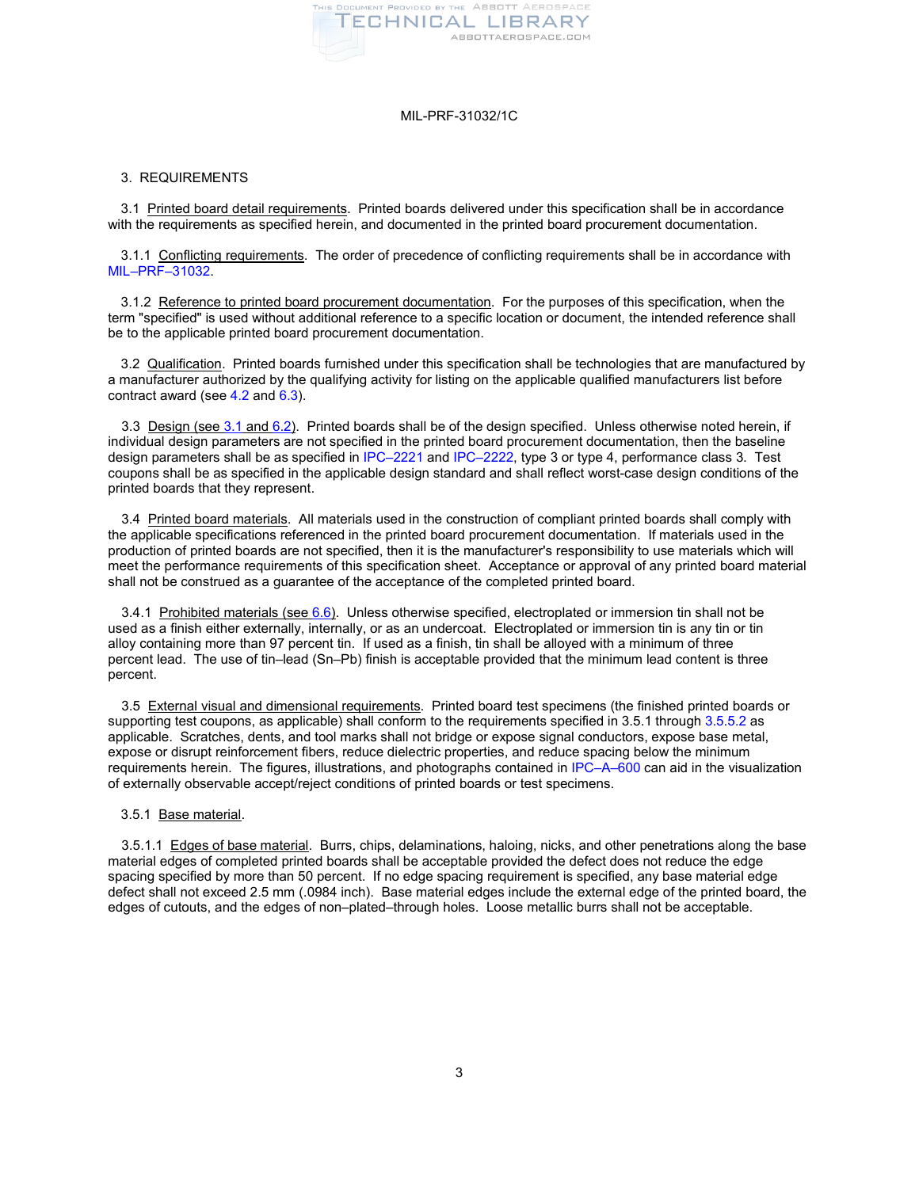## 3. REQUIREMENTS

3.1 Printed board detail requirements. Printed boards delivered under this specification shall be in accordance with the requirements as specified herein, and documented in the printed board procurement documentation.

3.1.1 Conflicting requirements. The order of precedence of conflicting requirements shall be in accordance with MIL–PRF–31032.

3.1.2 Reference to printed board procurement documentation. For the purposes of this specification, when the term "specified" is used without additional reference to a specific location or document, the intended reference shall be to the applicable printed board procurement documentation.

3.2 Qualification. Printed boards furnished under this specification shall be technologies that are manufactured by a manufacturer authorized by the qualifying activity for listing on the applicable qualified manufacturers list before contract award (see 4.2 and 6.3).

3.3 Design (see 3.1 and 6.2). Printed boards shall be of the design specified. Unless otherwise noted herein, if individual design parameters are not specified in the printed board procurement documentation, then the baseline design parameters shall be as specified in IPC–2221 and IPC–2222, type 3 or type 4, performance class 3. Test coupons shall be as specified in the applicable design standard and shall reflect worst-case design conditions of the printed boards that they represent.

3.4 Printed board materials. All materials used in the construction of compliant printed boards shall comply with the applicable specifications referenced in the printed board procurement documentation. If materials used in the production of printed boards are not specified, then it is the manufacturer's responsibility to use materials which will meet the performance requirements of this specification sheet. Acceptance or approval of any printed board material shall not be construed as a guarantee of the acceptance of the completed printed board.

3.4.1 Prohibited materials (see 6.6). Unless otherwise specified, electroplated or immersion tin shall not be used as a finish either externally, internally, or as an undercoat. Electroplated or immersion tin is any tin or tin alloy containing more than 97 percent tin. If used as a finish, tin shall be alloyed with a minimum of three percent lead. The use of tin–lead (Sn–Pb) finish is acceptable provided that the minimum lead content is three percent.

3.5 External visual and dimensional requirements. Printed board test specimens (the finished printed boards or supporting test coupons, as applicable) shall conform to the requirements specified in 3.5.1 through 3.5.5.2 as applicable. Scratches, dents, and tool marks shall not bridge or expose signal conductors, expose base metal, expose or disrupt reinforcement fibers, reduce dielectric properties, and reduce spacing below the minimum requirements herein. The figures, illustrations, and photographs contained in IPC–A–600 can aid in the visualization of externally observable accept/reject conditions of printed boards or test specimens.

3.5.1 Base material.

3.5.1.1 Edges of base material. Burrs, chips, delaminations, haloing, nicks, and other penetrations along the base material edges of completed printed boards shall be acceptable provided the defect does not reduce the edge spacing specified by more than 50 percent. If no edge spacing requirement is specified, any base material edge defect shall not exceed 2.5 mm (.0984 inch). Base material edges include the external edge of the printed board, the edges of cutouts, and the edges of non–plated–through holes. Loose metallic burrs shall not be acceptable.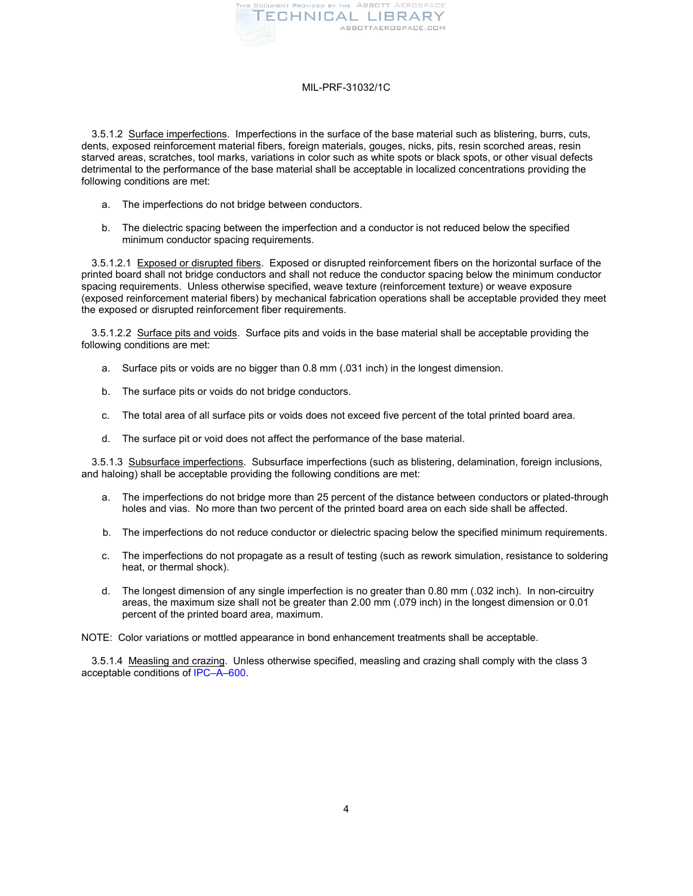3.5.1.2 Surface imperfections. Imperfections in the surface of the base material such as blistering, burrs, cuts, dents, exposed reinforcement material fibers, foreign materials, gouges, nicks, pits, resin scorched areas, resin starved areas, scratches, tool marks, variations in color such as white spots or black spots, or other visual defects detrimental to the performance of the base material shall be acceptable in localized concentrations providing the following conditions are met:

a. The imperfections do not bridge between conductors.

b. The dielectric spacing between the imperfection and a conductor is not reduced below the specified minimum conductor spacing requirements.

3.5.1.2.1 Exposed or disrupted fibers. Exposed or disrupted reinforcement fibers on the horizontal surface of the printed board shall not bridge conductors and shall not reduce the conductor spacing below the minimum conductor spacing requirements. Unless otherwise specified, weave texture (reinforcement texture) or weave exposure (exposed reinforcement material fibers) by mechanical fabrication operations shall be acceptable provided they meet the exposed or disrupted reinforcement fiber requirements.

3.5.1.2.2 Surface pits and voids. Surface pits and voids in the base material shall be acceptable providing the following conditions are met:

a. Surface pits or voids are no bigger than 0.8 mm (.031 inch) in the longest dimension.

b. The surface pits or voids do not bridge conductors.

c. The total area of all surface pits or voids does not exceed five percent of the total printed board area.

d. The surface pit or void does not affect the performance of the base material.

3.5.1.3 Subsurface imperfections. Subsurface imperfections (such as blistering, delamination, foreign inclusions, and haloing) shall be acceptable providing the following conditions are met:

a. The imperfections do not bridge more than 25 percent of the distance between conductors or plated-through holes and vias. No more than two percent of the printed board area on each side shall be affected.

b. The imperfections do not reduce conductor or dielectric spacing below the specified minimum requirements.

c. The imperfections do not propagate as a result of testing (such as rework simulation, resistance to soldering heat, or thermal shock).

d. The longest dimension of any single imperfection is no greater than 0.80 mm (.032 inch). In non-circuitry areas, the maximum size shall not be greater than 2.00 mm (.079 inch) in the longest dimension or 0.01 percent of the printed board area, maximum.

NOTE: Color variations or mottled appearance in bond enhancement treatments shall be acceptable.

3.5.1.4 Measling and crazing. Unless otherwise specified, measling and crazing shall comply with the class 3 acceptable conditions of IPC–A–600.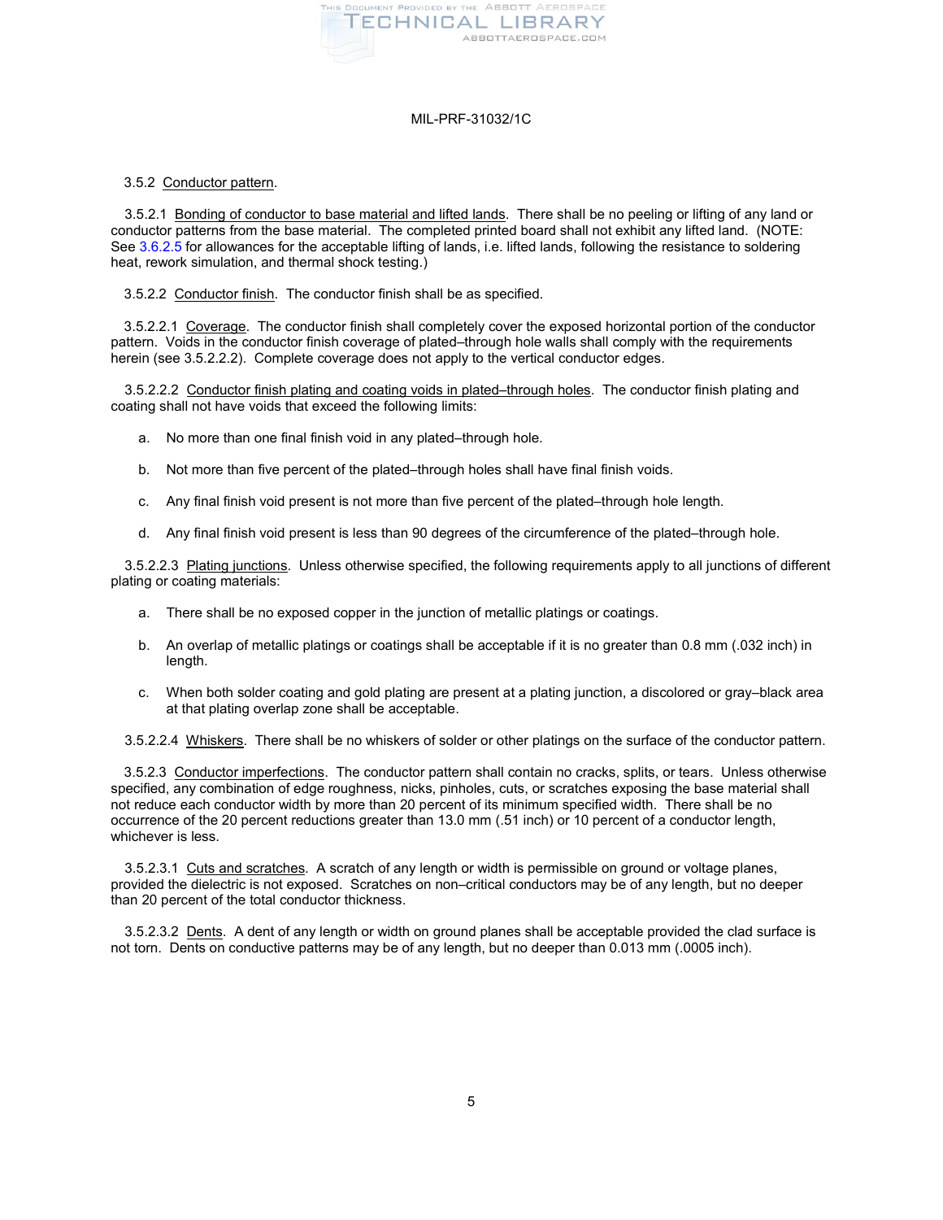3.5.2 Conductor pattern.

3.5.2.1 Bonding of conductor to base material and lifted lands. There shall be no peeling or lifting of any land or conductor patterns from the base material. The completed printed board shall not exhibit any lifted land. (NOTE: See 3.6.2.5 for allowances for the acceptable lifting of lands, i.e. lifted lands, following the resistance to soldering heat, rework simulation, and thermal shock testing.)

3.5.2.2 Conductor finish. The conductor finish shall be as specified.

3.5.2.2.1 Coverage. The conductor finish shall completely cover the exposed horizontal portion of the conductor pattern. Voids in the conductor finish coverage of plated–through hole walls shall comply with the requirements herein (see 3.5.2.2.2). Complete coverage does not apply to the vertical conductor edges.

3.5.2.2.2 Conductor finish plating and coating voids in plated–through holes. The conductor finish plating and coating shall not have voids that exceed the following limits:

a. No more than one final finish void in any plated–through hole.

b. Not more than five percent of the plated–through holes shall have final finish voids.

c. Any final finish void present is not more than five percent of the plated–through hole length.

d. Any final finish void present is less than 90 degrees of the circumference of the plated–through hole.

3.5.2.2.3 Plating junctions. Unless otherwise specified, the following requirements apply to all junctions of different plating or coating materials:

a. There shall be no exposed copper in the junction of metallic platings or coatings.

b. An overlap of metallic platings or coatings shall be acceptable if it is no greater than 0.8 mm (.032 inch) in length.

c. When both solder coating and gold plating are present at a plating junction, a discolored or gray–black area at that plating overlap zone shall be acceptable.

3.5.2.2.4 Whiskers. There shall be no whiskers of solder or other platings on the surface of the conductor pattern.

3.5.2.3 Conductor imperfections. The conductor pattern shall contain no cracks, splits, or tears. Unless otherwise specified, any combination of edge roughness, nicks, pinholes, cuts, or scratches exposing the base material shall not reduce each conductor width by more than 20 percent of its minimum specified width. There shall be no occurrence of the 20 percent reductions greater than 13.0 mm (.51 inch) or 10 percent of a conductor length, whichever is less.

3.5.2.3.1 Cuts and scratches. A scratch of any length or width is permissible on ground or voltage planes, provided the dielectric is not exposed. Scratches on non–critical conductors may be of any length, but no deeper than 20 percent of the total conductor thickness.

3.5.2.3.2 Dents. A dent of any length or width on ground planes shall be acceptable provided the clad surface is not torn. Dents on conductive patterns may be of any length, but no deeper than 0.013 mm (.0005 inch).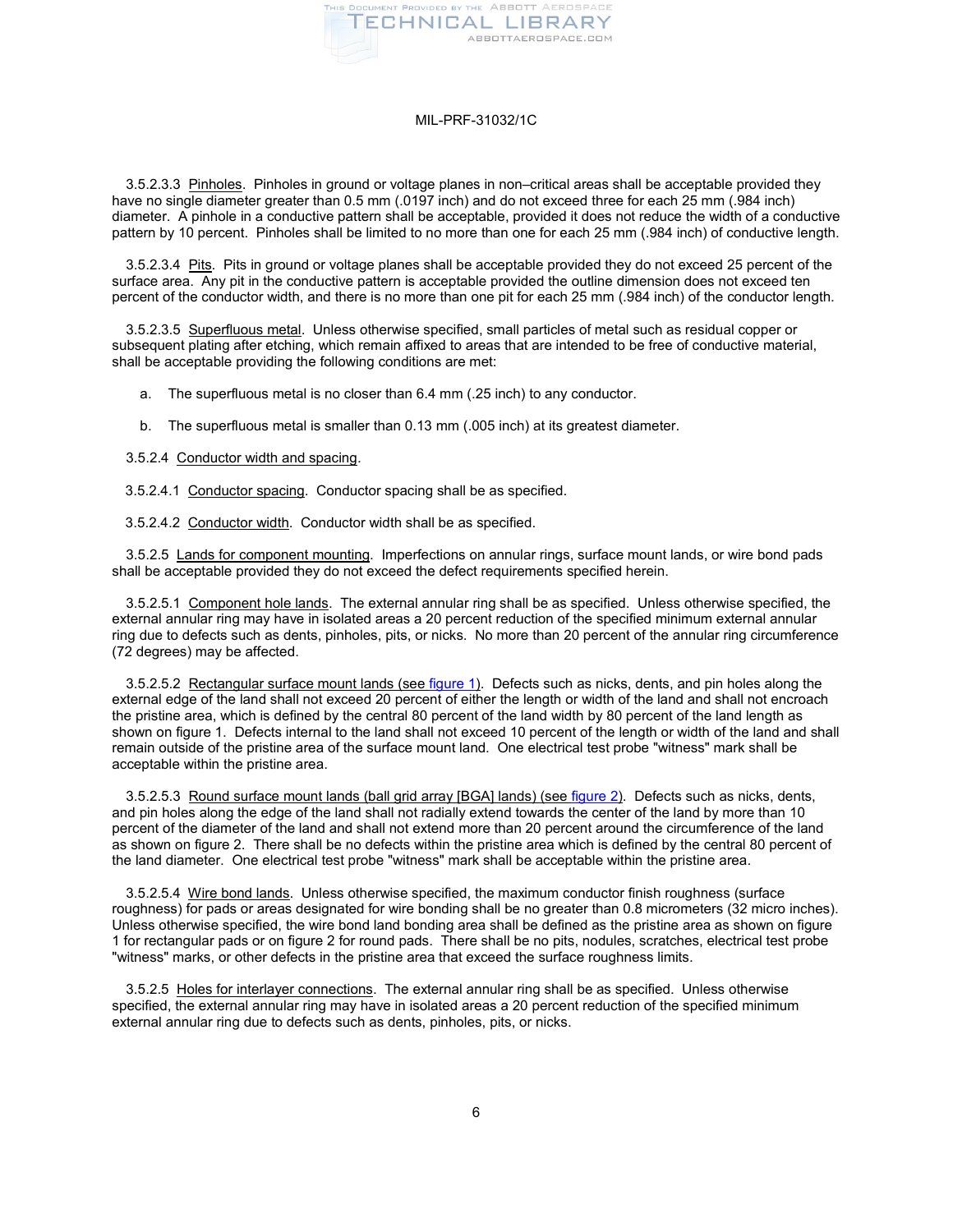3.5.2.3.3 Pinholes. Pinholes in ground or voltage planes in non–critical areas shall be acceptable provided they have no single diameter greater than 0.5 mm (.0197 inch) and do not exceed three for each 25 mm (.984 inch) diameter. A pinhole in a conductive pattern shall be acceptable, provided it does not reduce the width of a conductive pattern by 10 percent. Pinholes shall be limited to no more than one for each 25 mm (.984 inch) of conductive length.

3.5.2.3.4 Pits. Pits in ground or voltage planes shall be acceptable provided they do not exceed 25 percent of the surface area. Any pit in the conductive pattern is acceptable provided the outline dimension does not exceed ten percent of the conductor width, and there is no more than one pit for each 25 mm (.984 inch) of the conductor length.

3.5.2.3.5 Superfluous metal. Unless otherwise specified, small particles of metal such as residual copper or subsequent plating after etching, which remain affixed to areas that are intended to be free of conductive material, shall be acceptable providing the following conditions are met:

a. The superfluous metal is no closer than 6.4 mm (.25 inch) to any conductor.

b. The superfluous metal is smaller than 0.13 mm (.005 inch) at its greatest diameter.

3.5.2.4 Conductor width and spacing.

3.5.2.4.1 Conductor spacing. Conductor spacing shall be as specified.

3.5.2.4.2 Conductor width. Conductor width shall be as specified.

3.5.2.5 Lands for component mounting. Imperfections on annular rings, surface mount lands, or wire bond pads shall be acceptable provided they do not exceed the defect requirements specified herein.

3.5.2.5.1 Component hole lands. The external annular ring shall be as specified. Unless otherwise specified, the external annular ring may have in isolated areas a 20 percent reduction of the specified minimum external annular ring due to defects such as dents, pinholes, pits, or nicks. No more than 20 percent of the annular ring circumference (72 degrees) may be affected.

3.5.2.5.2 Rectangular surface mount lands (see figure 1). Defects such as nicks, dents, and pin holes along the external edge of the land shall not exceed 20 percent of either the length or width of the land and shall not encroach the pristine area, which is defined by the central 80 percent of the land width by 80 percent of the land length as shown on figure 1. Defects internal to the land shall not exceed 10 percent of the length or width of the land and shall remain outside of the pristine area of the surface mount land. One electrical test probe "witness" mark shall be acceptable within the pristine area.

3.5.2.5.3 Round surface mount lands (ball grid array [BGA] lands) (see figure 2). Defects such as nicks, dents, and pin holes along the edge of the land shall not radially extend towards the center of the land by more than 10 percent of the diameter of the land and shall not extend more than 20 percent around the circumference of the land as shown on figure 2. There shall be no defects within the pristine area which is defined by the central 80 percent of the land diameter. One electrical test probe "witness" mark shall be acceptable within the pristine area.

3.5.2.5.4 Wire bond lands. Unless otherwise specified, the maximum conductor finish roughness (surface roughness) for pads or areas designated for wire bonding shall be no greater than 0.8 micrometers (32 micro inches). Unless otherwise specified, the wire bond land bonding area shall be defined as the pristine area as shown on figure 1 for rectangular pads or on figure 2 for round pads. There shall be no pits, nodules, scratches, electrical test probe "witness" marks, or other defects in the pristine area that exceed the surface roughness limits.

3.5.2.5 Holes for interlayer connections. The external annular ring shall be as specified. Unless otherwise specified, the external annular ring may have in isolated areas a 20 percent reduction of the specified minimum external annular ring due to defects such as dents, pinholes, pits, or nicks.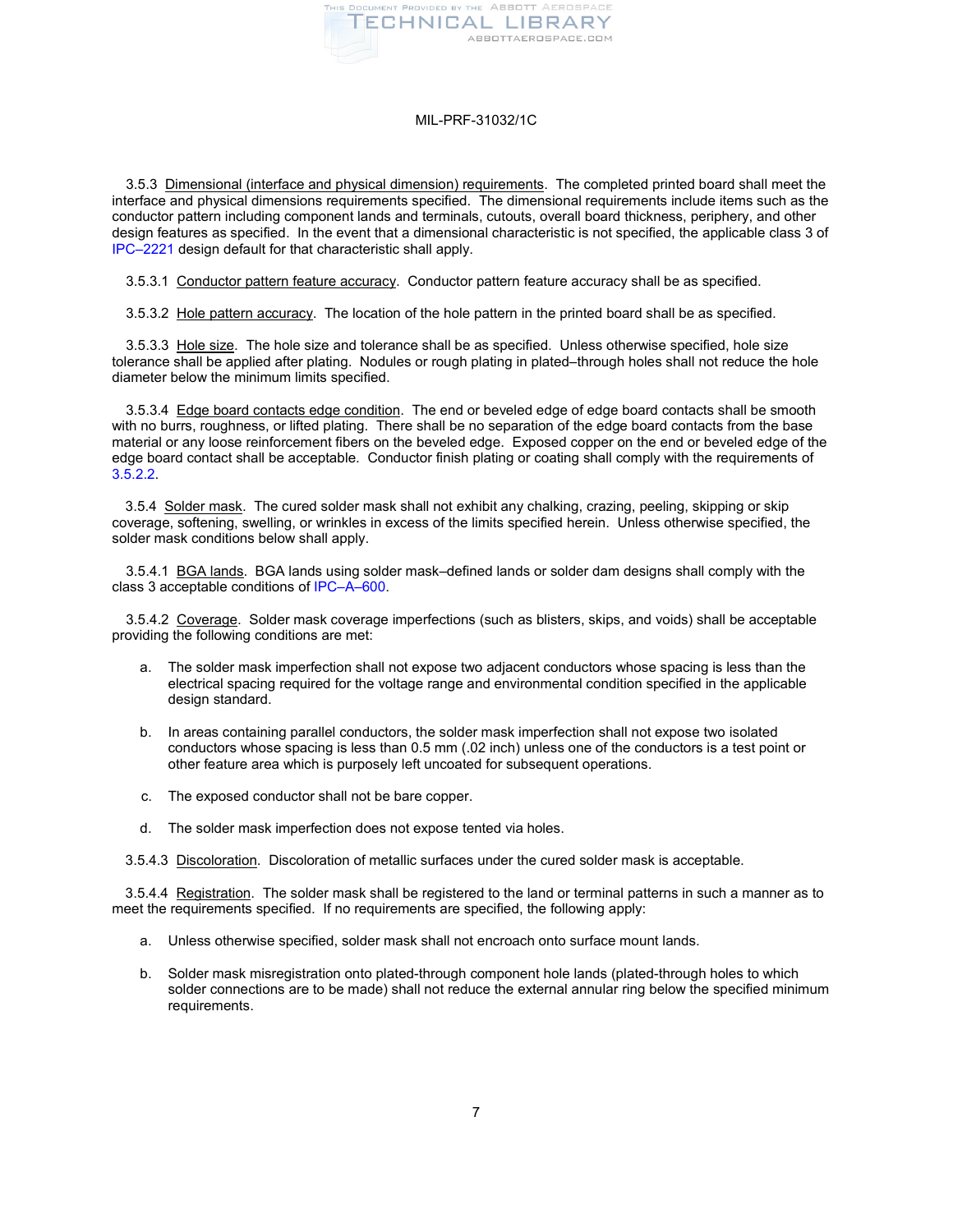3.5.3 Dimensional (interface and physical dimension) requirements. The completed printed board shall meet the interface and physical dimensions requirements specified. The dimensional requirements include items such as the conductor pattern including component lands and terminals, cutouts, overall board thickness, periphery, and other design features as specified. In the event that a dimensional characteristic is not specified, the applicable class 3 of IPC–2221 design default for that characteristic shall apply.

3.5.3.1 Conductor pattern feature accuracy. Conductor pattern feature accuracy shall be as specified.

3.5.3.2 Hole pattern accuracy. The location of the hole pattern in the printed board shall be as specified.

3.5.3.3 Hole size. The hole size and tolerance shall be as specified. Unless otherwise specified, hole size tolerance shall be applied after plating. Nodules or rough plating in plated–through holes shall not reduce the hole diameter below the minimum limits specified.

3.5.3.4 Edge board contacts edge condition. The end or beveled edge of edge board contacts shall be smooth with no burrs, roughness, or lifted plating. There shall be no separation of the edge board contacts from the base material or any loose reinforcement fibers on the beveled edge. Exposed copper on the end or beveled edge of the edge board contact shall be acceptable. Conductor finish plating or coating shall comply with the requirements of 3.5.2.2.

3.5.4 Solder mask. The cured solder mask shall not exhibit any chalking, crazing, peeling, skipping or skip coverage, softening, swelling, or wrinkles in excess of the limits specified herein. Unless otherwise specified, the solder mask conditions below shall apply.

3.5.4.1 BGA lands. BGA lands using solder mask–defined lands or solder dam designs shall comply with the class 3 acceptable conditions of IPC–A–600.

3.5.4.2 Coverage. Solder mask coverage imperfections (such as blisters, skips, and voids) shall be acceptable providing the following conditions are met:

a. The solder mask imperfection shall not expose two adjacent conductors whose spacing is less than the electrical spacing required for the voltage range and environmental condition specified in the applicable design standard.

b. In areas containing parallel conductors, the solder mask imperfection shall not expose two isolated conductors whose spacing is less than 0.5 mm (.02 inch) unless one of the conductors is a test point or other feature area which is purposely left uncoated for subsequent operations.

c. The exposed conductor shall not be bare copper.

d. The solder mask imperfection does not expose tented via holes.

3.5.4.3 Discoloration. Discoloration of metallic surfaces under the cured solder mask is acceptable.

3.5.4.4 Registration. The solder mask shall be registered to the land or terminal patterns in such a manner as to meet the requirements specified. If no requirements are specified, the following apply:

a. Unless otherwise specified, solder mask shall not encroach onto surface mount lands.

b. Solder mask misregistration onto plated-through component hole lands (plated-through holes to which solder connections are to be made) shall not reduce the external annular ring below the specified minimum requirements.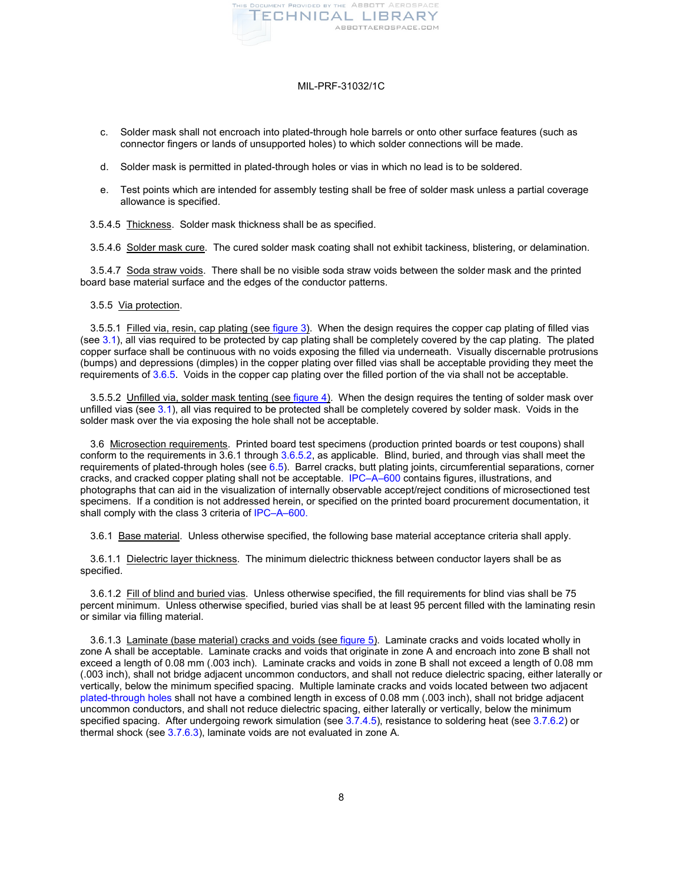c. Solder mask shall not encroach into plated-through hole barrels or onto other surface features (such as connector fingers or lands of unsupported holes) to which solder connections will be made.

d. Solder mask is permitted in plated-through holes or vias in which no lead is to be soldered.

e. Test points which are intended for assembly testing shall be free of solder mask unless a partial coverage allowance is specified.

3.5.4.5 Thickness. Solder mask thickness shall be as specified.

3.5.4.6 Solder mask cure. The cured solder mask coating shall not exhibit tackiness, blistering, or delamination.

3.5.4.7 Soda straw voids. There shall be no visible soda straw voids between the solder mask and the printed board base material surface and the edges of the conductor patterns.

3.5.5 Via protection.

3.5.5.1 Filled via, resin, cap plating (see figure 3). When the design requires the copper cap plating of filled vias (see 3.1), all vias required to be protected by cap plating shall be completely covered by the cap plating. The plated copper surface shall be continuous with no voids exposing the filled via underneath. Visually discernable protrusions (bumps) and depressions (dimples) in the copper plating over filled vias shall be acceptable providing they meet the requirements of 3.6.5. Voids in the copper cap plating over the filled portion of the via shall not be acceptable.

3.5.5.2 Unfilled via, solder mask tenting (see figure 4). When the design requires the tenting of solder mask over unfilled vias (see 3.1), all vias required to be protected shall be completely covered by solder mask. Voids in the solder mask over the via exposing the hole shall not be acceptable.

3.6 Microsection requirements. Printed board test specimens (production printed boards or test coupons) shall conform to the requirements in 3.6.1 through 3.6.5.2, as applicable. Blind, buried, and through vias shall meet the requirements of plated-through holes (see 6.5). Barrel cracks, butt plating joints, circumferential separations, corner cracks, and cracked copper plating shall not be acceptable. IPC–A–600 contains figures, illustrations, and photographs that can aid in the visualization of internally observable accept/reject conditions of microsectioned test specimens. If a condition is not addressed herein, or specified on the printed board procurement documentation, it shall comply with the class 3 criteria of IPC–A–600.

3.6.1 Base material. Unless otherwise specified, the following base material acceptance criteria shall apply.

3.6.1.1 Dielectric layer thickness. The minimum dielectric thickness between conductor layers shall be as specified.

3.6.1.2 Fill of blind and buried vias. Unless otherwise specified, the fill requirements for blind vias shall be 75 percent minimum. Unless otherwise specified, buried vias shall be at least 95 percent filled with the laminating resin or similar via filling material.

3.6.1.3 Laminate (base material) cracks and voids (see figure 5). Laminate cracks and voids located wholly in zone A shall be acceptable. Laminate cracks and voids that originate in zone A and encroach into zone B shall not exceed a length of 0.08 mm (.003 inch). Laminate cracks and voids in zone B shall not exceed a length of 0.08 mm (.003 inch), shall not bridge adjacent uncommon conductors, and shall not reduce dielectric spacing, either laterally or vertically, below the minimum specified spacing. Multiple laminate cracks and voids located between two adjacent plated-through holes shall not have a combined length in excess of 0.08 mm (.003 inch), shall not bridge adjacent uncommon conductors, and shall not reduce dielectric spacing, either laterally or vertically, below the minimum specified spacing. After undergoing rework simulation (see 3.7.4.5), resistance to soldering heat (see 3.7.6.2) or thermal shock (see 3.7.6.3), laminate voids are not evaluated in zone A.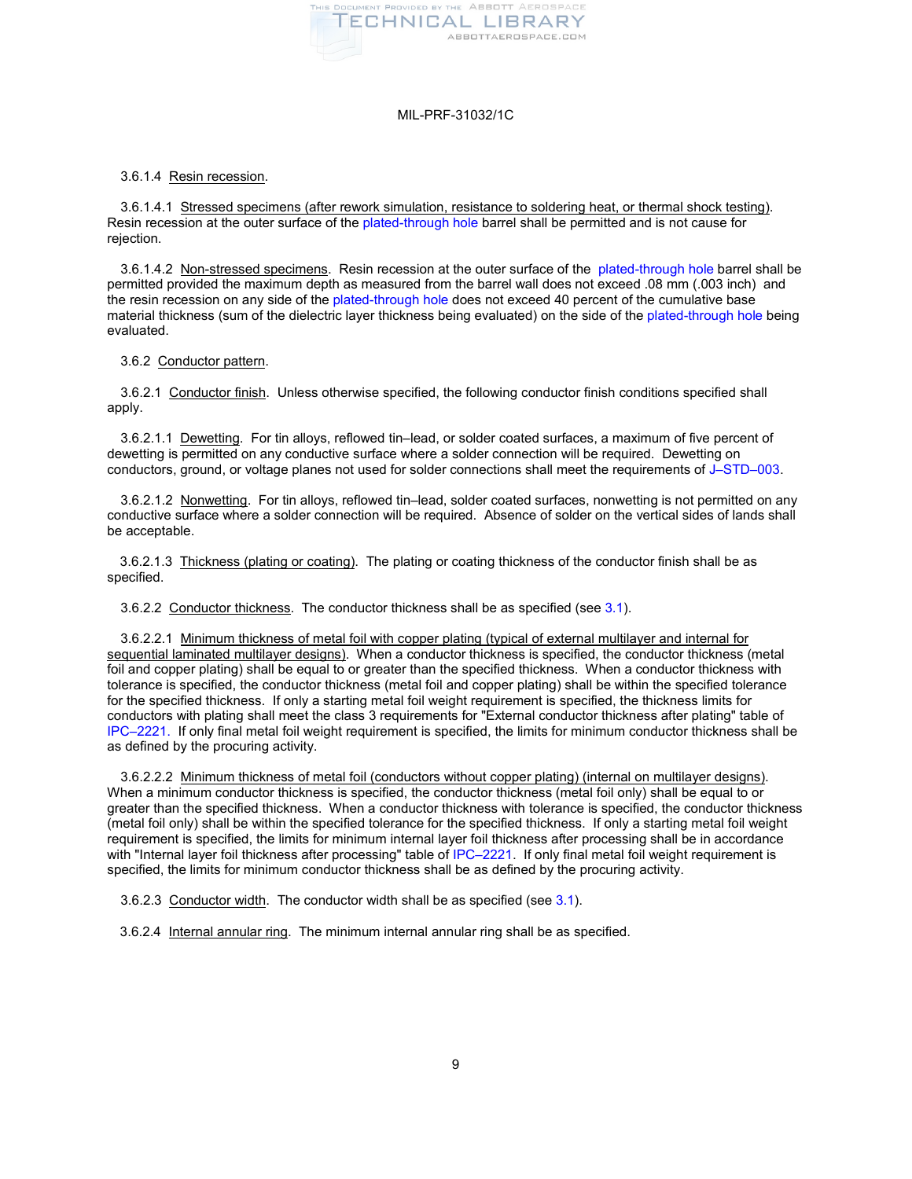3.6.1.4 Resin recession.

3.6.1.4.1 Stressed specimens (after rework simulation, resistance to soldering heat, or thermal shock testing). Resin recession at the outer surface of the plated-through hole barrel shall be permitted and is not cause for rejection.

3.6.1.4.2 Non-stressed specimens. Resin recession at the outer surface of the plated-through hole barrel shall be permitted provided the maximum depth as measured from the barrel wall does not exceed .08 mm (.003 inch) and the resin recession on any side of the plated-through hole does not exceed 40 percent of the cumulative base material thickness (sum of the dielectric layer thickness being evaluated) on the side of the plated-through hole being evaluated.

3.6.2 Conductor pattern.

3.6.2.1 Conductor finish. Unless otherwise specified, the following conductor finish conditions specified shall apply.

3.6.2.1.1 Dewetting. For tin alloys, reflowed tin–lead, or solder coated surfaces, a maximum of five percent of dewetting is permitted on any conductive surface where a solder connection will be required. Dewetting on conductors, ground, or voltage planes not used for solder connections shall meet the requirements of J–STD–003.

3.6.2.1.2 Nonwetting. For tin alloys, reflowed tin–lead, solder coated surfaces, nonwetting is not permitted on any conductive surface where a solder connection will be required. Absence of solder on the vertical sides of lands shall be acceptable.

3.6.2.1.3 Thickness (plating or coating). The plating or coating thickness of the conductor finish shall be as specified.

3.6.2.2 Conductor thickness. The conductor thickness shall be as specified (see 3.1).

3.6.2.2.1 Minimum thickness of metal foil with copper plating (typical of external multilayer and internal for sequential laminated multilayer designs). When a conductor thickness is specified, the conductor thickness (metal foil and copper plating) shall be equal to or greater than the specified thickness. When a conductor thickness with tolerance is specified, the conductor thickness (metal foil and copper plating) shall be within the specified tolerance for the specified thickness. If only a starting metal foil weight requirement is specified, the thickness limits for conductors with plating shall meet the class 3 requirements for "External conductor thickness after plating" table of IPC–2221. If only final metal foil weight requirement is specified, the limits for minimum conductor thickness shall be as defined by the procuring activity.

3.6.2.2.2 Minimum thickness of metal foil (conductors without copper plating) (internal on multilayer designs). When a minimum conductor thickness is specified, the conductor thickness (metal foil only) shall be equal to or greater than the specified thickness. When a conductor thickness with tolerance is specified, the conductor thickness (metal foil only) shall be within the specified tolerance for the specified thickness. If only a starting metal foil weight requirement is specified, the limits for minimum internal layer foil thickness after processing shall be in accordance with "Internal layer foil thickness after processing" table of IPC–2221. If only final metal foil weight requirement is specified, the limits for minimum conductor thickness shall be as defined by the procuring activity.

3.6.2.3 Conductor width. The conductor width shall be as specified (see 3.1).

3.6.2.4 Internal annular ring. The minimum internal annular ring shall be as specified.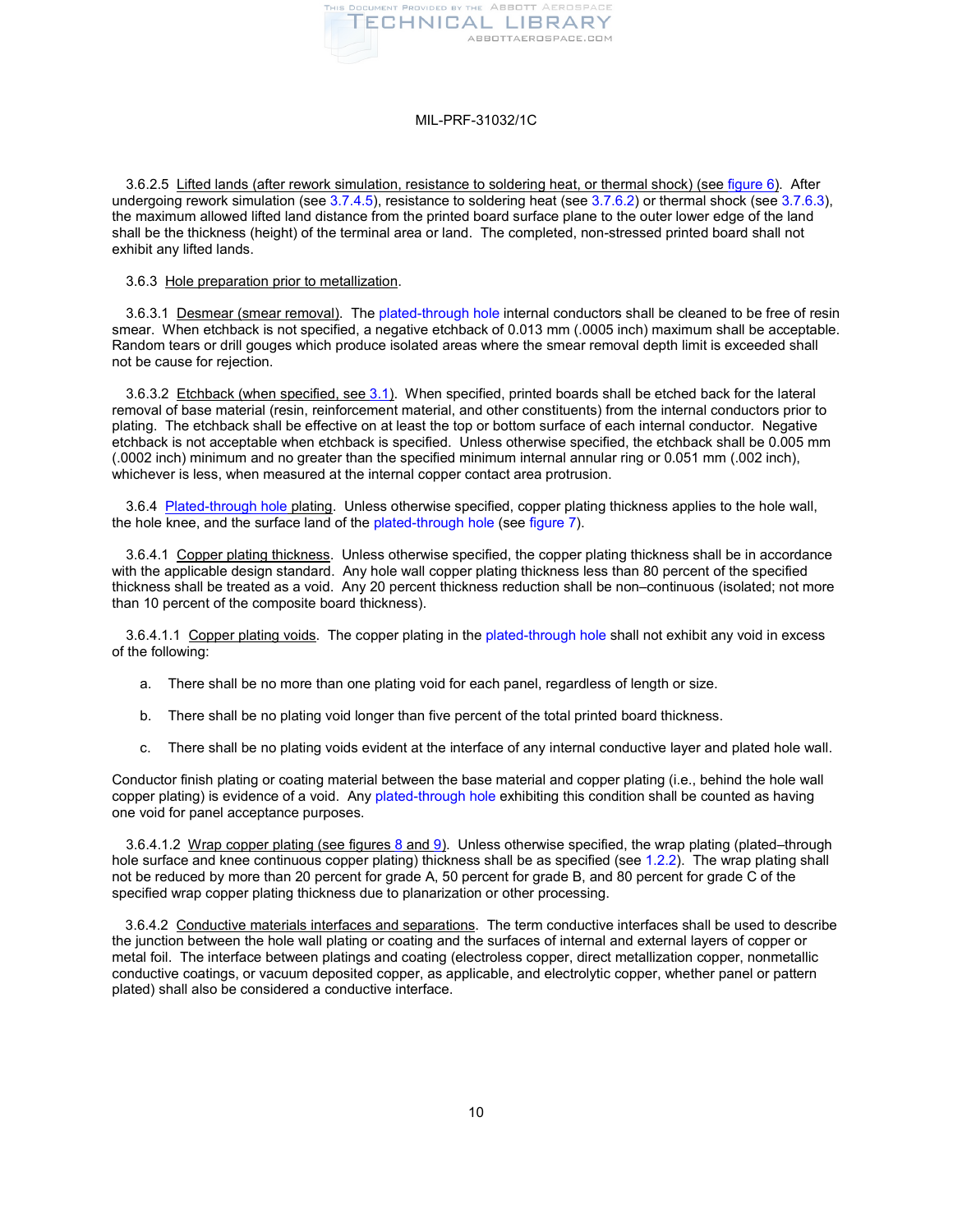3.6.2.5 Lifted lands (after rework simulation, resistance to soldering heat, or thermal shock) (see figure 6). After undergoing rework simulation (see 3.7.4.5), resistance to soldering heat (see 3.7.6.2) or thermal shock (see 3.7.6.3), the maximum allowed lifted land distance from the printed board surface plane to the outer lower edge of the land shall be the thickness (height) of the terminal area or land. The completed, non-stressed printed board shall not exhibit any lifted lands.

3.6.3 Hole preparation prior to metallization.

3.6.3.1 Desmear (smear removal). The plated-through hole internal conductors shall be cleaned to be free of resin smear. When etchback is not specified, a negative etchback of 0.013 mm (.0005 inch) maximum shall be acceptable. Random tears or drill gouges which produce isolated areas where the smear removal depth limit is exceeded shall not be cause for rejection.

3.6.3.2 Etchback (when specified, see 3.1). When specified, printed boards shall be etched back for the lateral removal of base material (resin, reinforcement material, and other constituents) from the internal conductors prior to plating. The etchback shall be effective on at least the top or bottom surface of each internal conductor. Negative etchback is not acceptable when etchback is specified. Unless otherwise specified, the etchback shall be 0.005 mm (.0002 inch) minimum and no greater than the specified minimum internal annular ring or 0.051 mm (.002 inch), whichever is less, when measured at the internal copper contact area protrusion.

3.6.4 Plated-through hole plating. Unless otherwise specified, copper plating thickness applies to the hole wall, the hole knee, and the surface land of the plated-through hole (see figure 7).

3.6.4.1 Copper plating thickness. Unless otherwise specified, the copper plating thickness shall be in accordance with the applicable design standard. Any hole wall copper plating thickness less than 80 percent of the specified thickness shall be treated as a void. Any 20 percent thickness reduction shall be non–continuous (isolated; not more than 10 percent of the composite board thickness).

3.6.4.1.1 Copper plating voids. The copper plating in the plated-through hole shall not exhibit any void in excess of the following:

a. There shall be no more than one plating void for each panel, regardless of length or size.

b. There shall be no plating void longer than five percent of the total printed board thickness.

c. There shall be no plating voids evident at the interface of any internal conductive layer and plated hole wall.

Conductor finish plating or coating material between the base material and copper plating (i.e., behind the hole wall copper plating) is evidence of a void. Any plated-through hole exhibiting this condition shall be counted as having one void for panel acceptance purposes.

3.6.4.1.2 Wrap copper plating (see figures 8 and 9). Unless otherwise specified, the wrap plating (plated–through hole surface and knee continuous copper plating) thickness shall be as specified (see 1.2.2). The wrap plating shall not be reduced by more than 20 percent for grade A, 50 percent for grade B, and 80 percent for grade C of the specified wrap copper plating thickness due to planarization or other processing.

3.6.4.2 Conductive materials interfaces and separations. The term conductive interfaces shall be used to describe the junction between the hole wall plating or coating and the surfaces of internal and external layers of copper or metal foil. The interface between platings and coating (electroless copper, direct metallization copper, nonmetallic conductive coatings, or vacuum deposited copper, as applicable, and electrolytic copper, whether panel or pattern plated) shall also be considered a conductive interface.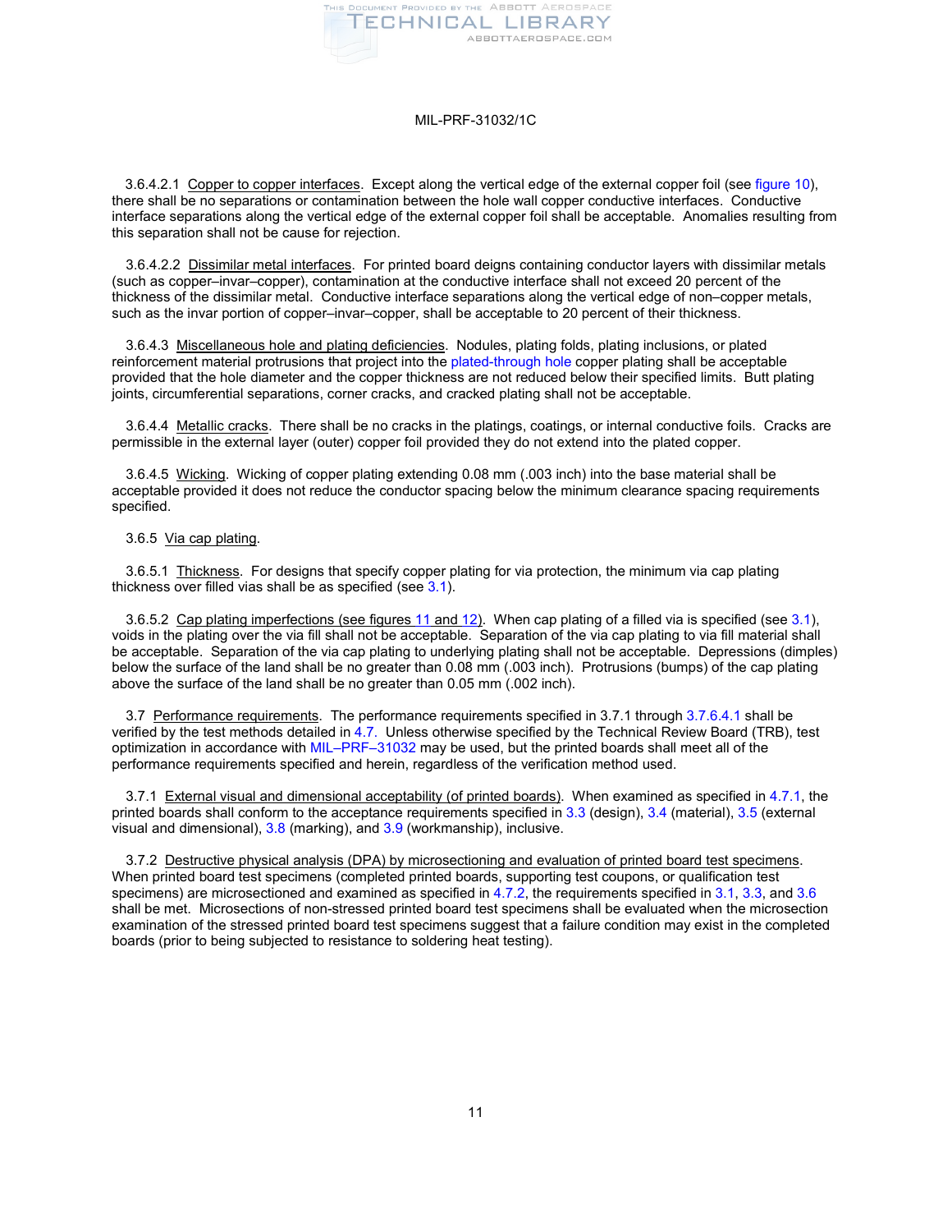3.6.4.2.1 Copper to copper interfaces. Except along the vertical edge of the external copper foil (see figure 10), there shall be no separations or contamination between the hole wall copper conductive interfaces. Conductive interface separations along the vertical edge of the external copper foil shall be acceptable. Anomalies resulting from this separation shall not be cause for rejection.

3.6.4.2.2 Dissimilar metal interfaces. For printed board deigns containing conductor layers with dissimilar metals (such as copper–invar–copper), contamination at the conductive interface shall not exceed 20 percent of the thickness of the dissimilar metal. Conductive interface separations along the vertical edge of non–copper metals, such as the invar portion of copper–invar–copper, shall be acceptable to 20 percent of their thickness.

3.6.4.3 Miscellaneous hole and plating deficiencies. Nodules, plating folds, plating inclusions, or plated reinforcement material protrusions that project into the plated-through hole copper plating shall be acceptable provided that the hole diameter and the copper thickness are not reduced below their specified limits. Butt plating joints, circumferential separations, corner cracks, and cracked plating shall not be acceptable.

3.6.4.4 Metallic cracks. There shall be no cracks in the platings, coatings, or internal conductive foils. Cracks are permissible in the external layer (outer) copper foil provided they do not extend into the plated copper.

3.6.4.5 Wicking. Wicking of copper plating extending 0.08 mm (.003 inch) into the base material shall be acceptable provided it does not reduce the conductor spacing below the minimum clearance spacing requirements specified.

3.6.5 Via cap plating.

3.6.5.1 Thickness. For designs that specify copper plating for via protection, the minimum via cap plating thickness over filled vias shall be as specified (see 3.1).

3.6.5.2 Cap plating imperfections (see figures 11 and 12). When cap plating of a filled via is specified (see 3.1), voids in the plating over the via fill shall not be acceptable. Separation of the via cap plating to via fill material shall be acceptable. Separation of the via cap plating to underlying plating shall not be acceptable. Depressions (dimples) below the surface of the land shall be no greater than 0.08 mm (.003 inch). Protrusions (bumps) of the cap plating above the surface of the land shall be no greater than 0.05 mm (.002 inch).

3.7 Performance requirements. The performance requirements specified in 3.7.1 through 3.7.6.4.1 shall be verified by the test methods detailed in 4.7. Unless otherwise specified by the Technical Review Board (TRB), test optimization in accordance with MIL–PRF–31032 may be used, but the printed boards shall meet all of the performance requirements specified and herein, regardless of the verification method used.

3.7.1 External visual and dimensional acceptability (of printed boards). When examined as specified in 4.7.1, the printed boards shall conform to the acceptance requirements specified in 3.3 (design), 3.4 (material), 3.5 (external visual and dimensional), 3.8 (marking), and 3.9 (workmanship), inclusive.

3.7.2 Destructive physical analysis (DPA) by microsectioning and evaluation of printed board test specimens. When printed board test specimens (completed printed boards, supporting test coupons, or qualification test specimens) are microsectioned and examined as specified in 4.7.2, the requirements specified in 3.1, 3.3, and 3.6 shall be met. Microsections of non-stressed printed board test specimens shall be evaluated when the microsection examination of the stressed printed board test specimens suggest that a failure condition may exist in the completed boards (prior to being subjected to resistance to soldering heat testing).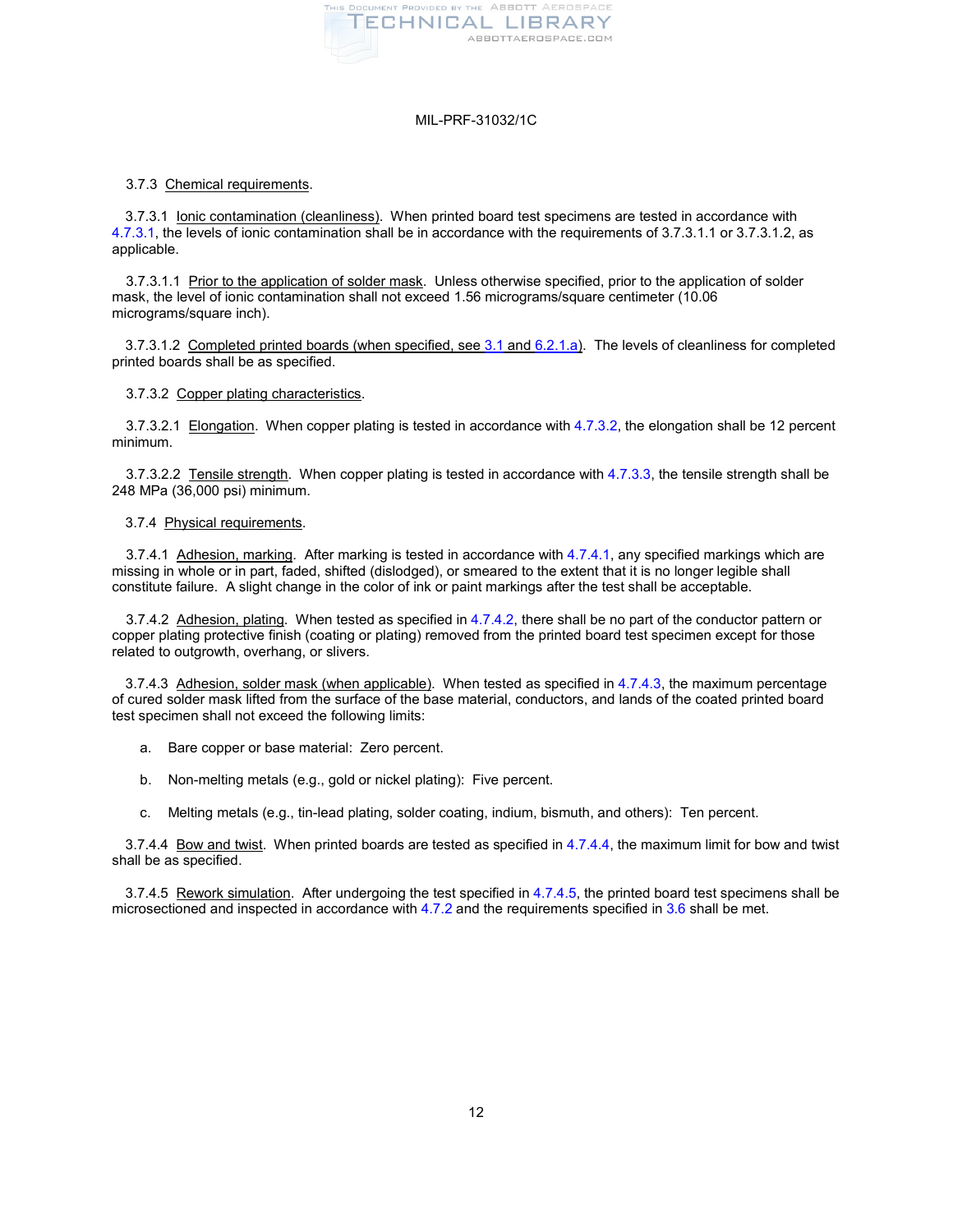3.7.3 Chemical requirements.

3.7.3.1 Ionic contamination (cleanliness). When printed board test specimens are tested in accordance with 4.7.3.1, the levels of ionic contamination shall be in accordance with the requirements of 3.7.3.1.1 or 3.7.3.1.2, as applicable.

3.7.3.1.1 Prior to the application of solder mask. Unless otherwise specified, prior to the application of solder mask, the level of ionic contamination shall not exceed 1.56 micrograms/square centimeter (10.06 micrograms/square inch).

3.7.3.1.2 Completed printed boards (when specified, see 3.1 and 6.2.1.a). The levels of cleanliness for completed printed boards shall be as specified.

3.7.3.2 Copper plating characteristics.

3.7.3.2.1 Elongation. When copper plating is tested in accordance with 4.7.3.2, the elongation shall be 12 percent minimum.

3.7.3.2.2 Tensile strength. When copper plating is tested in accordance with 4.7.3.3, the tensile strength shall be 248 MPa (36,000 psi) minimum.

3.7.4 Physical requirements.

3.7.4.1 Adhesion, marking. After marking is tested in accordance with 4.7.4.1, any specified markings which are missing in whole or in part, faded, shifted (dislodged), or smeared to the extent that it is no longer legible shall constitute failure. A slight change in the color of ink or paint markings after the test shall be acceptable.

3.7.4.2 Adhesion, plating. When tested as specified in 4.7.4.2, there shall be no part of the conductor pattern or copper plating protective finish (coating or plating) removed from the printed board test specimen except for those related to outgrowth, overhang, or slivers.

3.7.4.3 Adhesion, solder mask (when applicable). When tested as specified in 4.7.4.3, the maximum percentage of cured solder mask lifted from the surface of the base material, conductors, and lands of the coated printed board test specimen shall not exceed the following limits:

a. Bare copper or base material: Zero percent.

b. Non-melting metals (e.g., gold or nickel plating): Five percent.

c. Melting metals (e.g., tin-lead plating, solder coating, indium, bismuth, and others): Ten percent.

3.7.4.4 Bow and twist. When printed boards are tested as specified in 4.7.4.4, the maximum limit for bow and twist shall be as specified.

3.7.4.5 Rework simulation. After undergoing the test specified in 4.7.4.5, the printed board test specimens shall be microsectioned and inspected in accordance with 4.7.2 and the requirements specified in 3.6 shall be met.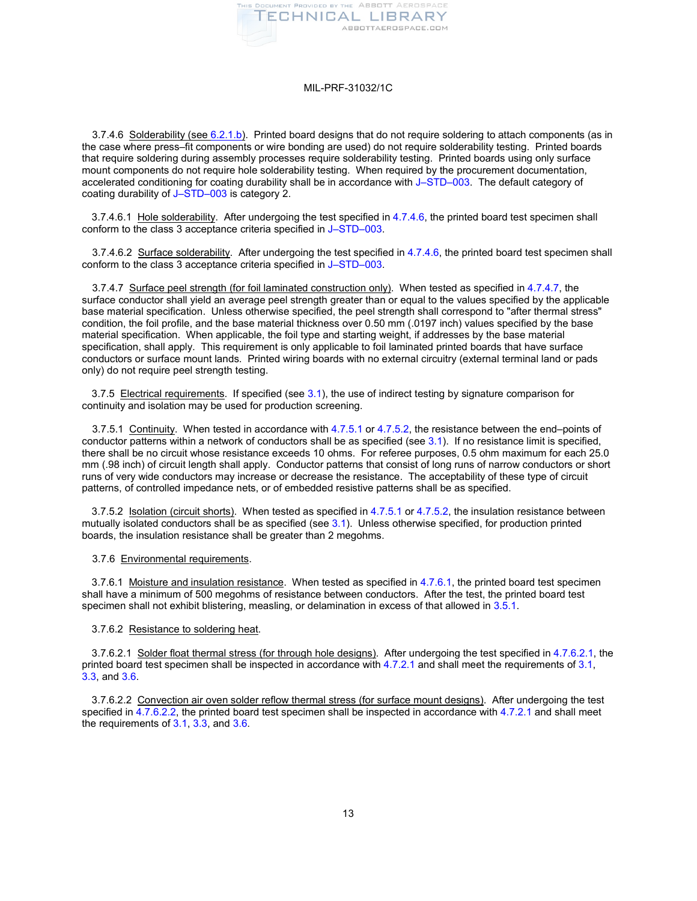3.7.4.6 Solderability (see 6.2.1.b). Printed board designs that do not require soldering to attach components (as in the case where press–fit components or wire bonding are used) do not require solderability testing. Printed boards that require soldering during assembly processes require solderability testing. Printed boards using only surface mount components do not require hole solderability testing. When required by the procurement documentation, accelerated conditioning for coating durability shall be in accordance with J–STD–003. The default category of coating durability of J–STD–003 is category 2.

3.7.4.6.1 Hole solderability. After undergoing the test specified in 4.7.4.6, the printed board test specimen shall conform to the class 3 acceptance criteria specified in J–STD–003.

3.7.4.6.2 Surface solderability. After undergoing the test specified in 4.7.4.6, the printed board test specimen shall conform to the class 3 acceptance criteria specified in J–STD–003.

3.7.4.7 Surface peel strength (for foil laminated construction only). When tested as specified in 4.7.4.7, the surface conductor shall yield an average peel strength greater than or equal to the values specified by the applicable base material specification. Unless otherwise specified, the peel strength shall correspond to "after thermal stress" condition, the foil profile, and the base material thickness over 0.50 mm (.0197 inch) values specified by the base material specification. When applicable, the foil type and starting weight, if addresses by the base material specification, shall apply. This requirement is only applicable to foil laminated printed boards that have surface conductors or surface mount lands. Printed wiring boards with no external circuitry (external terminal land or pads only) do not require peel strength testing.

3.7.5 Electrical requirements. If specified (see 3.1), the use of indirect testing by signature comparison for continuity and isolation may be used for production screening.

3.7.5.1 Continuity. When tested in accordance with 4.7.5.1 or 4.7.5.2, the resistance between the end–points of conductor patterns within a network of conductors shall be as specified (see 3.1). If no resistance limit is specified, there shall be no circuit whose resistance exceeds 10 ohms. For referee purposes, 0.5 ohm maximum for each 25.0 mm (.98 inch) of circuit length shall apply. Conductor patterns that consist of long runs of narrow conductors or short runs of very wide conductors may increase or decrease the resistance. The acceptability of these type of circuit patterns, of controlled impedance nets, or of embedded resistive patterns shall be as specified.

3.7.5.2 Isolation (circuit shorts). When tested as specified in 4.7.5.1 or 4.7.5.2, the insulation resistance between mutually isolated conductors shall be as specified (see 3.1). Unless otherwise specified, for production printed boards, the insulation resistance shall be greater than 2 megohms.

3.7.6 Environmental requirements.

3.7.6.1 Moisture and insulation resistance. When tested as specified in 4.7.6.1, the printed board test specimen shall have a minimum of 500 megohms of resistance between conductors. After the test, the printed board test specimen shall not exhibit blistering, measling, or delamination in excess of that allowed in 3.5.1.

3.7.6.2 Resistance to soldering heat.

3.7.6.2.1 Solder float thermal stress (for through hole designs). After undergoing the test specified in 4.7.6.2.1, the printed board test specimen shall be inspected in accordance with 4.7.2.1 and shall meet the requirements of 3.1, 3.3, and 3.6.

3.7.6.2.2 Convection air oven solder reflow thermal stress (for surface mount designs). After undergoing the test specified in 4.7.6.2.2, the printed board test specimen shall be inspected in accordance with 4.7.2.1 and shall meet the requirements of 3.1, 3.3, and 3.6.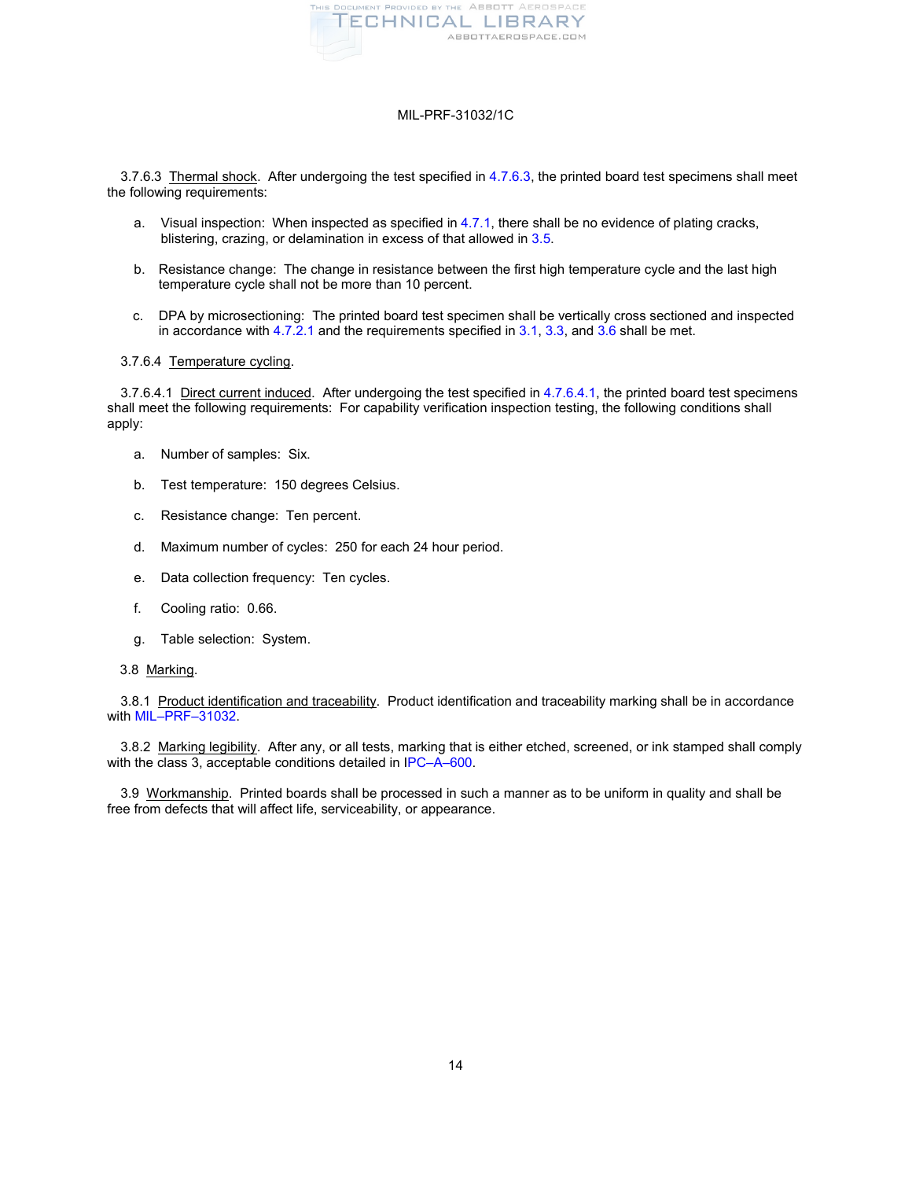3.7.6.3 Thermal shock. After undergoing the test specified in 4.7.6.3, the printed board test specimens shall meet the following requirements:

a. Visual inspection: When inspected as specified in 4.7.1, there shall be no evidence of plating cracks, blistering, crazing, or delamination in excess of that allowed in 3.5.

b. Resistance change: The change in resistance between the first high temperature cycle and the last high temperature cycle shall not be more than 10 percent.

c. DPA by microsectioning: The printed board test specimen shall be vertically cross sectioned and inspected in accordance with 4.7.2.1 and the requirements specified in 3.1, 3.3, and 3.6 shall be met.

3.7.6.4 Temperature cycling.

3.7.6.4.1 Direct current induced. After undergoing the test specified in 4.7.6.4.1, the printed board test specimens shall meet the following requirements: For capability verification inspection testing, the following conditions shall apply:

a. Number of samples: Six.

b. Test temperature: 150 degrees Celsius.

c. Resistance change: Ten percent.

d. Maximum number of cycles: 250 for each 24 hour period.

e. Data collection frequency: Ten cycles.

f. Cooling ratio: 0.66.

g. Table selection: System.

3.8 Marking.

3.8.1 Product identification and traceability. Product identification and traceability marking shall be in accordance with MIL–PRF–31032.

3.8.2 Marking legibility. After any, or all tests, marking that is either etched, screened, or ink stamped shall comply with the class 3, acceptable conditions detailed in IPC–A–600.

3.9 Workmanship. Printed boards shall be processed in such a manner as to be uniform in quality and shall be free from defects that will affect life, serviceability, or appearance.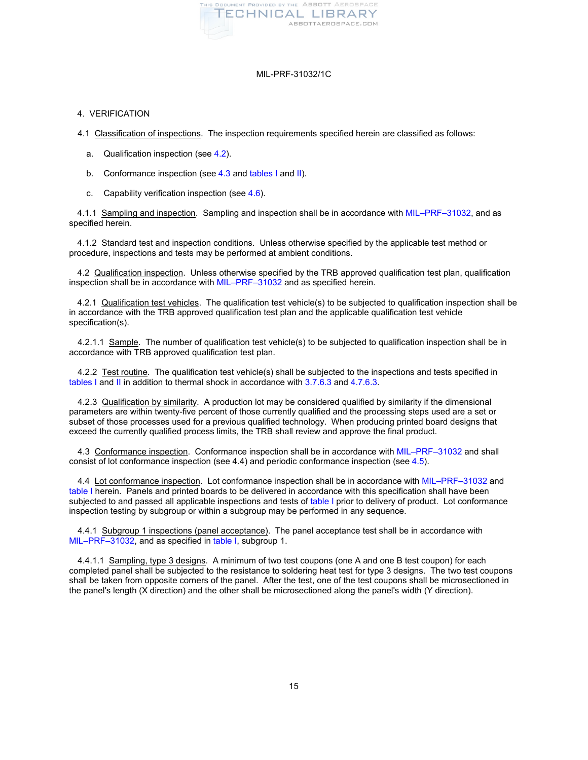## 4. VERIFICATION

4.1 Classification of inspections. The inspection requirements specified herein are classified as follows:

a. Qualification inspection (see 4.2).

b. Conformance inspection (see 4.3 and tables I and II).

c. Capability verification inspection (see 4.6).

4.1.1 Sampling and inspection. Sampling and inspection shall be in accordance with MIL–PRF–31032, and as specified herein.

4.1.2 Standard test and inspection conditions. Unless otherwise specified by the applicable test method or procedure, inspections and tests may be performed at ambient conditions.

4.2 Qualification inspection. Unless otherwise specified by the TRB approved qualification test plan, qualification inspection shall be in accordance with MIL–PRF–31032 and as specified herein.

4.2.1 Qualification test vehicles. The qualification test vehicle(s) to be subjected to qualification inspection shall be in accordance with the TRB approved qualification test plan and the applicable qualification test vehicle specification(s).

4.2.1.1 Sample. The number of qualification test vehicle(s) to be subjected to qualification inspection shall be in accordance with TRB approved qualification test plan.

4.2.2 Test routine. The qualification test vehicle(s) shall be subjected to the inspections and tests specified in tables I and II in addition to thermal shock in accordance with 3.7.6.3 and 4.7.6.3.

4.2.3 Qualification by similarity. A production lot may be considered qualified by similarity if the dimensional parameters are within twenty-five percent of those currently qualified and the processing steps used are a set or subset of those processes used for a previous qualified technology. When producing printed board designs that exceed the currently qualified process limits, the TRB shall review and approve the final product.

4.3 Conformance inspection. Conformance inspection shall be in accordance with MIL–PRF–31032 and shall consist of lot conformance inspection (see 4.4) and periodic conformance inspection (see 4.5).

4.4 Lot conformance inspection. Lot conformance inspection shall be in accordance with MIL–PRF–31032 and table I herein. Panels and printed boards to be delivered in accordance with this specification shall have been subjected to and passed all applicable inspections and tests of table I prior to delivery of product. Lot conformance inspection testing by subgroup or within a subgroup may be performed in any sequence.

4.4.1 Subgroup 1 inspections (panel acceptance). The panel acceptance test shall be in accordance with MIL–PRF–31032, and as specified in table I, subgroup 1.

4.4.1.1 Sampling, type 3 designs. A minimum of two test coupons (one A and one B test coupon) for each completed panel shall be subjected to the resistance to soldering heat test for type 3 designs. The two test coupons shall be taken from opposite corners of the panel. After the test, one of the test coupons shall be microsectioned in the panel's length (X direction) and the other shall be microsectioned along the panel's width (Y direction).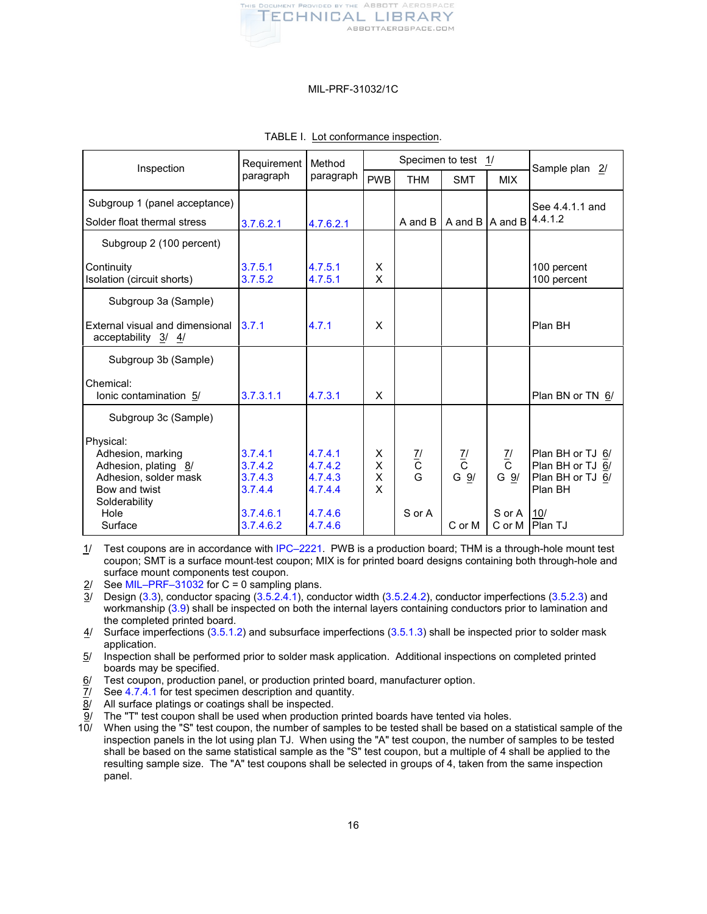MIL-PRF-31032/1C

TABLE I. Lot conformance inspection.

| Inspection | Requirement paragraph | Method paragraph | Specimen to test 1/ | | | | Sample plan 2/ |
|---|---|---|---|---|---|---|---|
| | | | PWB | THM | SMT | MIX | |
| Subgroup 1 (panel acceptance) | | | | | | | See 4.4.1.1 and 4.4.1.2 |
| Solder float thermal stress | 3.7.6.2.1 | 4.7.6.2.1 | | A and B | A and B | A and B | |
| Subgroup 2 (100 percent) | | | | | | | |
| Continuity | 3.7.5.1 | 4.7.5.1 | X | | | | 100 percent |
| Isolation (circuit shorts) | 3.7.5.2 | 4.7.5.1 | X | | | | 100 percent |
| Subgroup 3a (Sample) | | | | | | | |
| External visual and dimensional acceptability 3/ 4/ | 3.7.1 | 4.7.1 | X | | | | Plan BH |
| Subgroup 3b (Sample) | | | | | | | |
| Chemical: | | | | | | | |
| Ionic contamination 5/ | 3.7.3.1.1 | 4.7.3.1 | X | | | | Plan BN or TN 6/ |
| Subgroup 3c (Sample) | | | | | | | |
| Physical: | | | | 7/ | 7/ | 7/ | |
| Adhesion, marking | 3.7.4.1 | 4.7.4.1 | X | | | | Plan BH or TJ 6/ |
| Adhesion, plating 8/ | 3.7.4.2 | 4.7.4.2 | X | C | C | C | Plan BH or TJ 6/ |
| Adhesion, solder mask | 3.7.4.3 | 4.7.4.3 | X | G | G 9/ | G 9/ | Plan BH or TJ 6/ |
| Bow and twist | 3.7.4.4 | 4.7.4.4 | X | | | | Plan BH |
| Solderability | | | | | | | |
| Hole | 3.7.4.6.1 | 4.7.4.6 | | S or A | | S or A | 10/ |
| Surface | 3.7.4.6.2 | 4.7.4.6 | | | C or M | C or M | Plan TJ |

1/ Test coupons are in accordance with IPC–2221. PWB is a production board; THM is a through-hole mount test coupon; SMT is a surface mount-test coupon; MIX is for printed board designs containing both through-hole and surface mount components test coupon.
2/ See MIL–PRF–31032 for C = 0 sampling plans.
3/ Design (3.3), conductor spacing (3.5.2.4.1), conductor width (3.5.2.4.2), conductor imperfections (3.5.2.3) and workmanship (3.9) shall be inspected on both the internal layers containing conductors prior to lamination and the completed printed board.
4/ Surface imperfections (3.5.1.2) and subsurface imperfections (3.5.1.3) shall be inspected prior to solder mask application.
5/ Inspection shall be performed prior to solder mask application. Additional inspections on completed printed boards may be specified.
6/ Test coupon, production panel, or production printed board, manufacturer option.
7/ See 4.7.4.1 for test specimen description and quantity.
8/ All surface platings or coatings shall be inspected.
9/ The "T" test coupon shall be used when production printed boards have tented via holes.
10/ When using the "S" test coupon, the number of samples to be tested shall be based on a statistical sample of the inspection panels in the lot using plan TJ. When using the "A" test coupon, the number of samples to be tested shall be based on the same statistical sample as the "S" test coupon, but a multiple of 4 shall be applied to the resulting sample size. The "A" test coupons shall be selected in groups of 4, taken from the same inspection panel.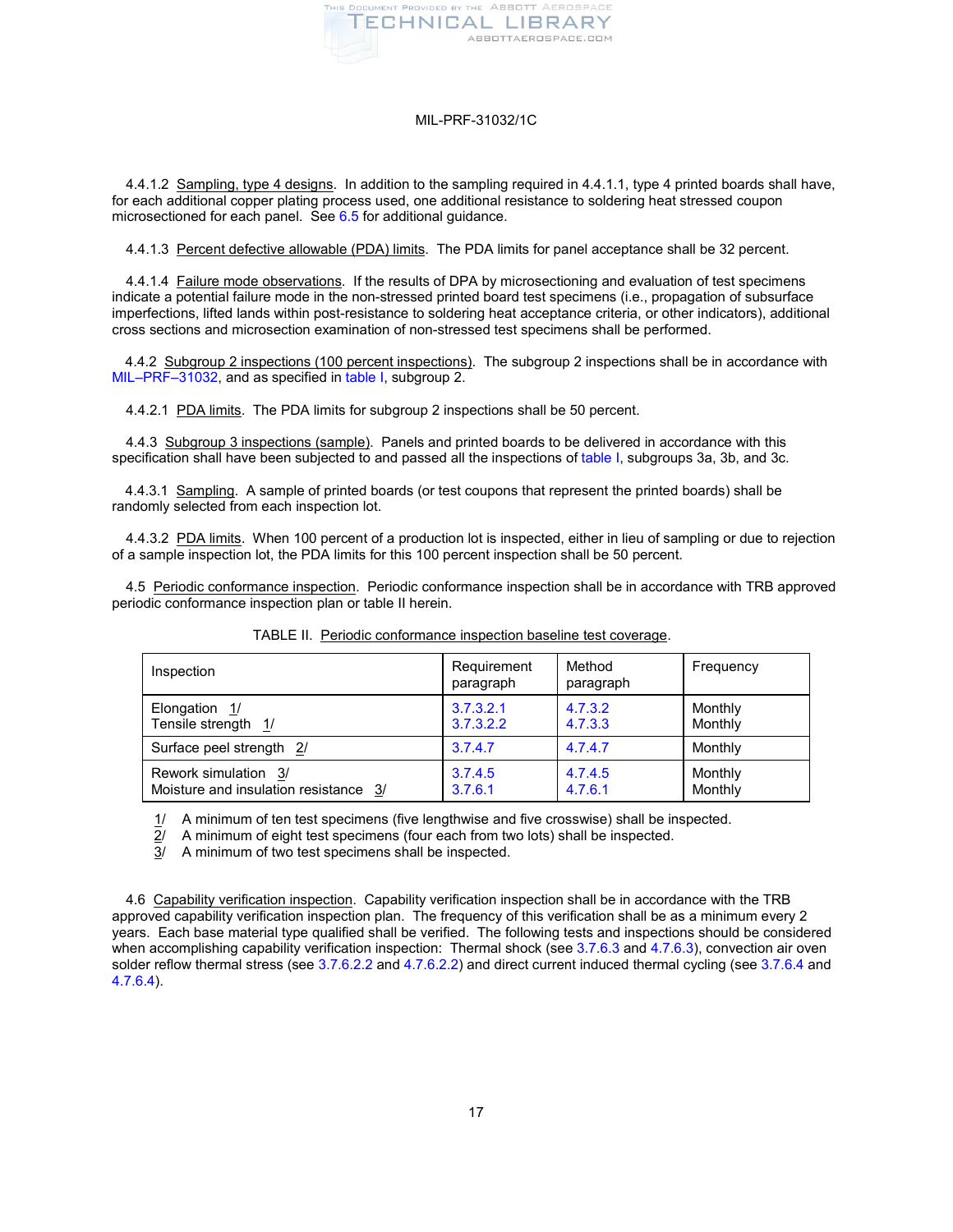4.4.1.2 Sampling, type 4 designs. In addition to the sampling required in 4.4.1.1, type 4 printed boards shall have, for each additional copper plating process used, one additional resistance to soldering heat stressed coupon microsectioned for each panel. See 6.5 for additional guidance.

4.4.1.3 Percent defective allowable (PDA) limits. The PDA limits for panel acceptance shall be 32 percent.

4.4.1.4 Failure mode observations. If the results of DPA by microsectioning and evaluation of test specimens indicate a potential failure mode in the non-stressed printed board test specimens (i.e., propagation of subsurface imperfections, lifted lands within post-resistance to soldering heat acceptance criteria, or other indicators), additional cross sections and microsection examination of non-stressed test specimens shall be performed.

4.4.2 Subgroup 2 inspections (100 percent inspections). The subgroup 2 inspections shall be in accordance with MIL–PRF–31032, and as specified in table I, subgroup 2.

4.4.2.1 PDA limits. The PDA limits for subgroup 2 inspections shall be 50 percent.

4.4.3 Subgroup 3 inspections (sample). Panels and printed boards to be delivered in accordance with this specification shall have been subjected to and passed all the inspections of table I, subgroups 3a, 3b, and 3c.

4.4.3.1 Sampling. A sample of printed boards (or test coupons that represent the printed boards) shall be randomly selected from each inspection lot.

4.4.3.2 PDA limits. When 100 percent of a production lot is inspected, either in lieu of sampling or due to rejection of a sample inspection lot, the PDA limits for this 100 percent inspection shall be 50 percent.

4.5 Periodic conformance inspection. Periodic conformance inspection shall be in accordance with TRB approved periodic conformance inspection plan or table II herein.

TABLE II. Periodic conformance inspection baseline test coverage.

| Inspection | Requirement paragraph | Method paragraph | Frequency |
|---|---|---|---|
| Elongation 1/<br>Tensile strength 1/ | 3.7.3.2.1<br>3.7.3.2.2 | 4.7.3.2<br>4.7.3.3 | Monthly<br>Monthly |
| Surface peel strength 2/ | 3.7.4.7 | 4.7.4.7 | Monthly |
| Rework simulation 3/<br>Moisture and insulation resistance 3/ | 3.7.4.5<br>3.7.6.1 | 4.7.4.5<br>4.7.6.1 | Monthly<br>Monthly |

1/ A minimum of ten test specimens (five lengthwise and five crosswise) shall be inspected.
2/ A minimum of eight test specimens (four each from two lots) shall be inspected.
3/ A minimum of two test specimens shall be inspected.

4.6 Capability verification inspection. Capability verification inspection shall be in accordance with the TRB approved capability verification inspection plan. The frequency of this verification shall be as a minimum every 2 years. Each base material type qualified shall be verified. The following tests and inspections should be considered when accomplishing capability verification inspection: Thermal shock (see 3.7.6.3 and 4.7.6.3), convection air oven solder reflow thermal stress (see 3.7.6.2.2 and 4.7.6.2.2) and direct current induced thermal cycling (see 3.7.6.4 and 4.7.6.4).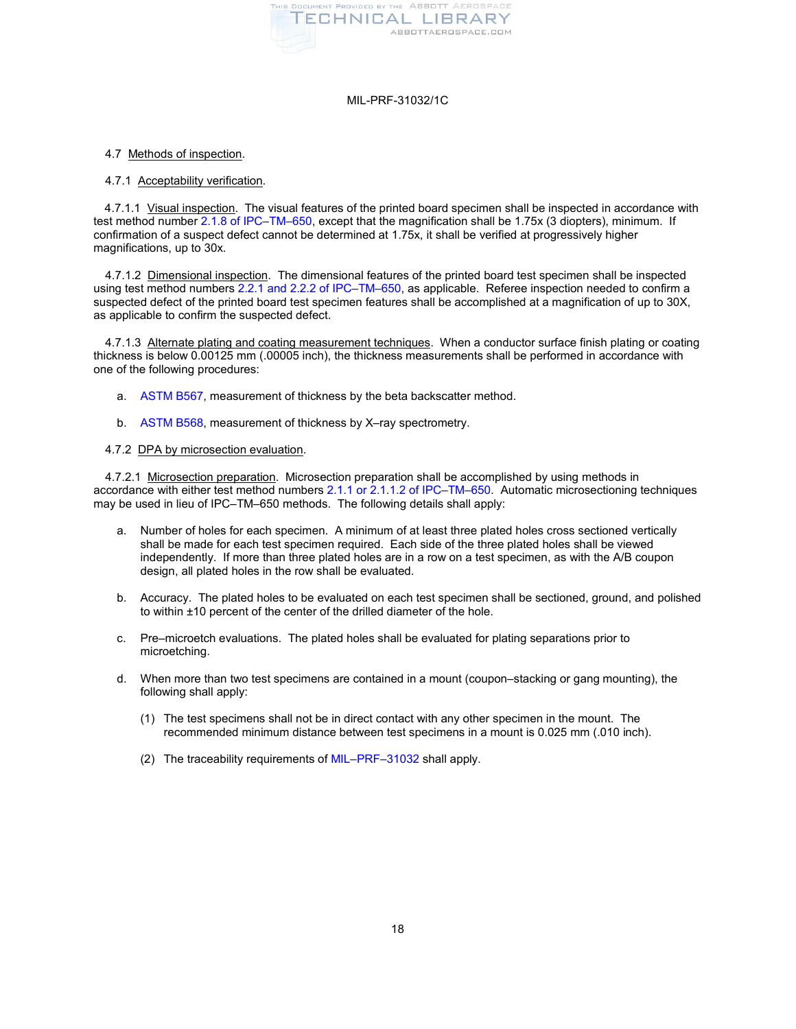4.7 Methods of inspection.

4.7.1 Acceptability verification.

4.7.1.1 Visual inspection. The visual features of the printed board specimen shall be inspected in accordance with test method number 2.1.8 of IPC–TM–650, except that the magnification shall be 1.75x (3 diopters), minimum. If confirmation of a suspect defect cannot be determined at 1.75x, it shall be verified at progressively higher magnifications, up to 30x.

4.7.1.2 Dimensional inspection. The dimensional features of the printed board test specimen shall be inspected using test method numbers 2.2.1 and 2.2.2 of IPC–TM–650, as applicable. Referee inspection needed to confirm a suspected defect of the printed board test specimen features shall be accomplished at a magnification of up to 30X, as applicable to confirm the suspected defect.

4.7.1.3 Alternate plating and coating measurement techniques. When a conductor surface finish plating or coating thickness is below 0.00125 mm (.00005 inch), the thickness measurements shall be performed in accordance with one of the following procedures:

a. ASTM B567, measurement of thickness by the beta backscatter method.

b. ASTM B568, measurement of thickness by X–ray spectrometry.

4.7.2 DPA by microsection evaluation.

4.7.2.1 Microsection preparation. Microsection preparation shall be accomplished by using methods in accordance with either test method numbers 2.1.1 or 2.1.1.2 of IPC–TM–650. Automatic microsectioning techniques may be used in lieu of IPC–TM–650 methods. The following details shall apply:

a. Number of holes for each specimen. A minimum of at least three plated holes cross sectioned vertically shall be made for each test specimen required. Each side of the three plated holes shall be viewed independently. If more than three plated holes are in a row on a test specimen, as with the A/B coupon design, all plated holes in the row shall be evaluated.

b. Accuracy. The plated holes to be evaluated on each test specimen shall be sectioned, ground, and polished to within ±10 percent of the center of the drilled diameter of the hole.

c. Pre–microetch evaluations. The plated holes shall be evaluated for plating separations prior to microetching.

d. When more than two test specimens are contained in a mount (coupon–stacking or gang mounting), the following shall apply:

   (1) The test specimens shall not be in direct contact with any other specimen in the mount. The recommended minimum distance between test specimens in a mount is 0.025 mm (.010 inch).

   (2) The traceability requirements of MIL–PRF–31032 shall apply.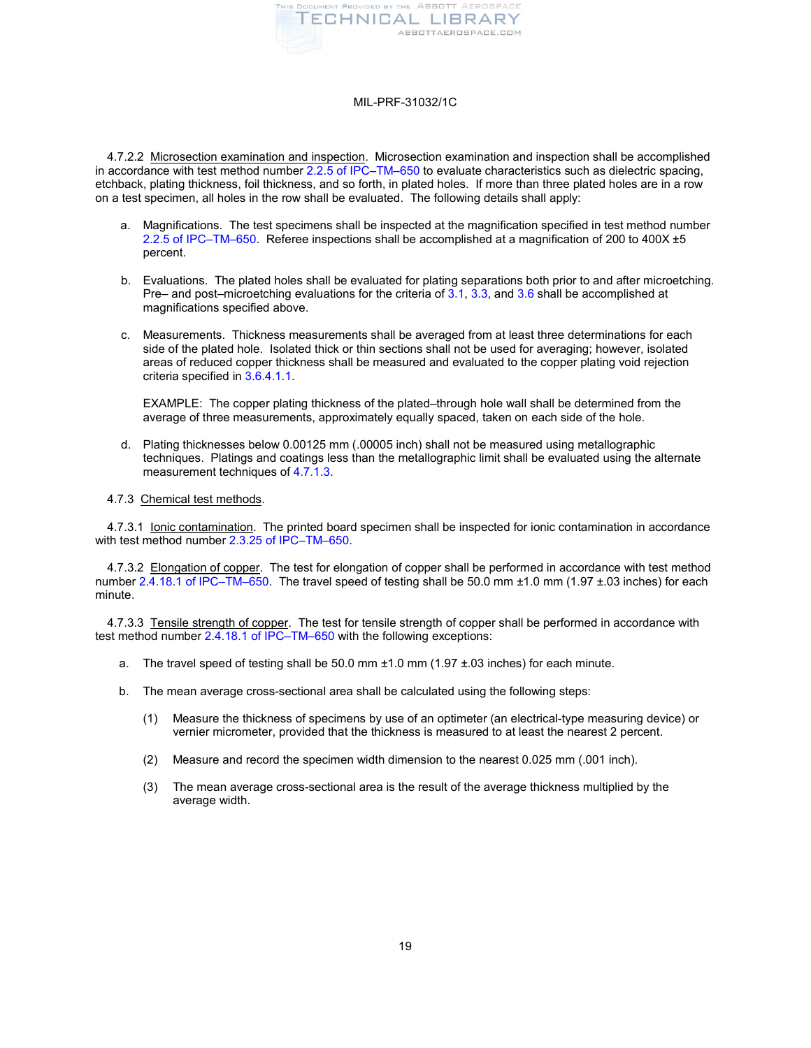4.7.2.2 Microsection examination and inspection. Microsection examination and inspection shall be accomplished in accordance with test method number 2.2.5 of IPC–TM–650 to evaluate characteristics such as dielectric spacing, etchback, plating thickness, foil thickness, and so forth, in plated holes. If more than three plated holes are in a row on a test specimen, all holes in the row shall be evaluated. The following details shall apply:

a. Magnifications. The test specimens shall be inspected at the magnification specified in test method number 2.2.5 of IPC–TM–650. Referee inspections shall be accomplished at a magnification of 200 to 400X ±5 percent.

b. Evaluations. The plated holes shall be evaluated for plating separations both prior to and after microetching. Pre– and post–microetching evaluations for the criteria of 3.1, 3.3, and 3.6 shall be accomplished at magnifications specified above.

c. Measurements. Thickness measurements shall be averaged from at least three determinations for each side of the plated hole. Isolated thick or thin sections shall not be used for averaging; however, isolated areas of reduced copper thickness shall be measured and evaluated to the copper plating void rejection criteria specified in 3.6.4.1.1.

   EXAMPLE: The copper plating thickness of the plated–through hole wall shall be determined from the average of three measurements, approximately equally spaced, taken on each side of the hole.

d. Plating thicknesses below 0.00125 mm (.00005 inch) shall not be measured using metallographic techniques. Platings and coatings less than the metallographic limit shall be evaluated using the alternate measurement techniques of 4.7.1.3.

4.7.3 Chemical test methods.

4.7.3.1 Ionic contamination. The printed board specimen shall be inspected for ionic contamination in accordance with test method number 2.3.25 of IPC–TM–650.

4.7.3.2 Elongation of copper. The test for elongation of copper shall be performed in accordance with test method number 2.4.18.1 of IPC–TM–650. The travel speed of testing shall be 50.0 mm ±1.0 mm (1.97 ±.03 inches) for each minute.

4.7.3.3 Tensile strength of copper. The test for tensile strength of copper shall be performed in accordance with test method number 2.4.18.1 of IPC–TM–650 with the following exceptions:

a. The travel speed of testing shall be 50.0 mm ±1.0 mm (1.97 ±.03 inches) for each minute.

b. The mean average cross-sectional area shall be calculated using the following steps:

   (1) Measure the thickness of specimens by use of an optimeter (an electrical-type measuring device) or vernier micrometer, provided that the thickness is measured to at least the nearest 2 percent.

   (2) Measure and record the specimen width dimension to the nearest 0.025 mm (.001 inch).

   (3) The mean average cross-sectional area is the result of the average thickness multiplied by the average width.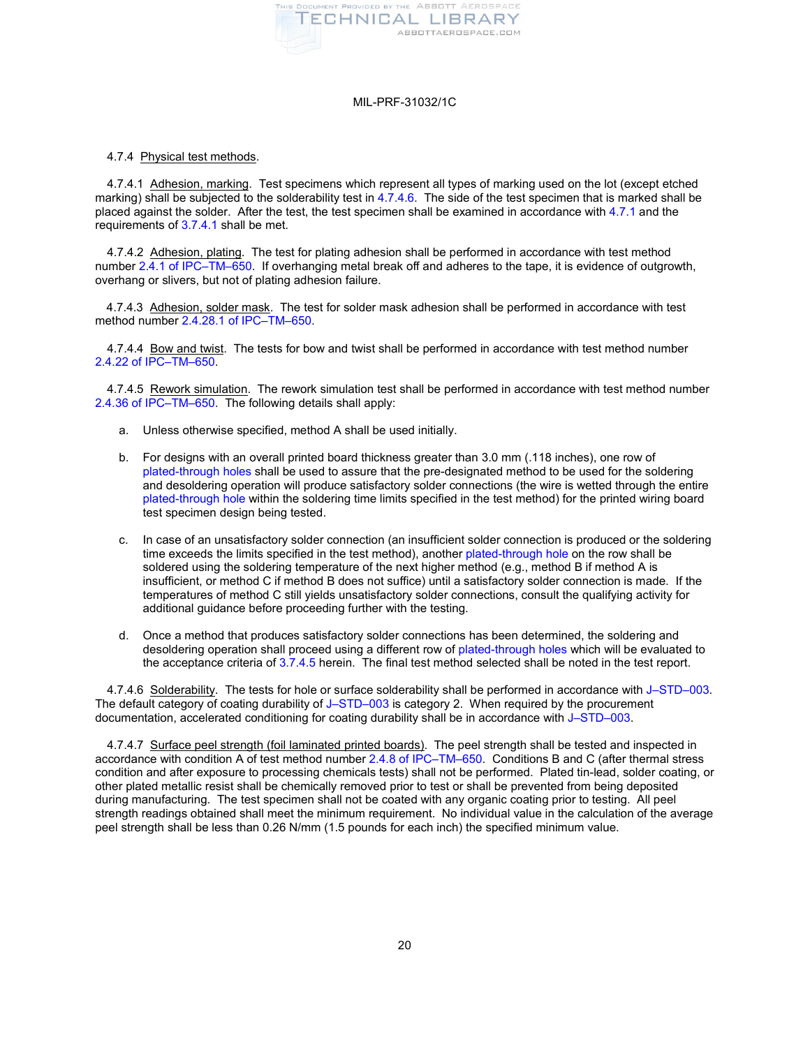4.7.4 Physical test methods.

4.7.4.1 Adhesion, marking. Test specimens which represent all types of marking used on the lot (except etched marking) shall be subjected to the solderability test in 4.7.4.6. The side of the test specimen that is marked shall be placed against the solder. After the test, the test specimen shall be examined in accordance with 4.7.1 and the requirements of 3.7.4.1 shall be met.

4.7.4.2 Adhesion, plating. The test for plating adhesion shall be performed in accordance with test method number 2.4.1 of IPC–TM–650. If overhanging metal break off and adheres to the tape, it is evidence of outgrowth, overhang or slivers, but not of plating adhesion failure.

4.7.4.3 Adhesion, solder mask. The test for solder mask adhesion shall be performed in accordance with test method number 2.4.28.1 of IPC–TM–650.

4.7.4.4 Bow and twist. The tests for bow and twist shall be performed in accordance with test method number 2.4.22 of IPC–TM–650.

4.7.4.5 Rework simulation. The rework simulation test shall be performed in accordance with test method number 2.4.36 of IPC–TM–650. The following details shall apply:

a. Unless otherwise specified, method A shall be used initially.

b. For designs with an overall printed board thickness greater than 3.0 mm (.118 inches), one row of plated-through holes shall be used to assure that the pre-designated method to be used for the soldering and desoldering operation will produce satisfactory solder connections (the wire is wetted through the entire plated-through hole within the soldering time limits specified in the test method) for the printed wiring board test specimen design being tested.

c. In case of an unsatisfactory solder connection (an insufficient solder connection is produced or the soldering time exceeds the limits specified in the test method), another plated-through hole on the row shall be soldered using the soldering temperature of the next higher method (e.g., method B if method A is insufficient, or method C if method B does not suffice) until a satisfactory solder connection is made. If the temperatures of method C still yields unsatisfactory solder connections, consult the qualifying activity for additional guidance before proceeding further with the testing.

d. Once a method that produces satisfactory solder connections has been determined, the soldering and desoldering operation shall proceed using a different row of plated-through holes which will be evaluated to the acceptance criteria of 3.7.4.5 herein. The final test method selected shall be noted in the test report.

4.7.4.6 Solderability. The tests for hole or surface solderability shall be performed in accordance with J–STD–003. The default category of coating durability of J–STD–003 is category 2. When required by the procurement documentation, accelerated conditioning for coating durability shall be in accordance with J–STD–003.

4.7.4.7 Surface peel strength (foil laminated printed boards). The peel strength shall be tested and inspected in accordance with condition A of test method number 2.4.8 of IPC–TM–650. Conditions B and C (after thermal stress condition and after exposure to processing chemicals tests) shall not be performed. Plated tin-lead, solder coating, or other plated metallic resist shall be chemically removed prior to test or shall be prevented from being deposited during manufacturing. The test specimen shall not be coated with any organic coating prior to testing. All peel strength readings obtained shall meet the minimum requirement. No individual value in the calculation of the average peel strength shall be less than 0.26 N/mm (1.5 pounds for each inch) the specified minimum value.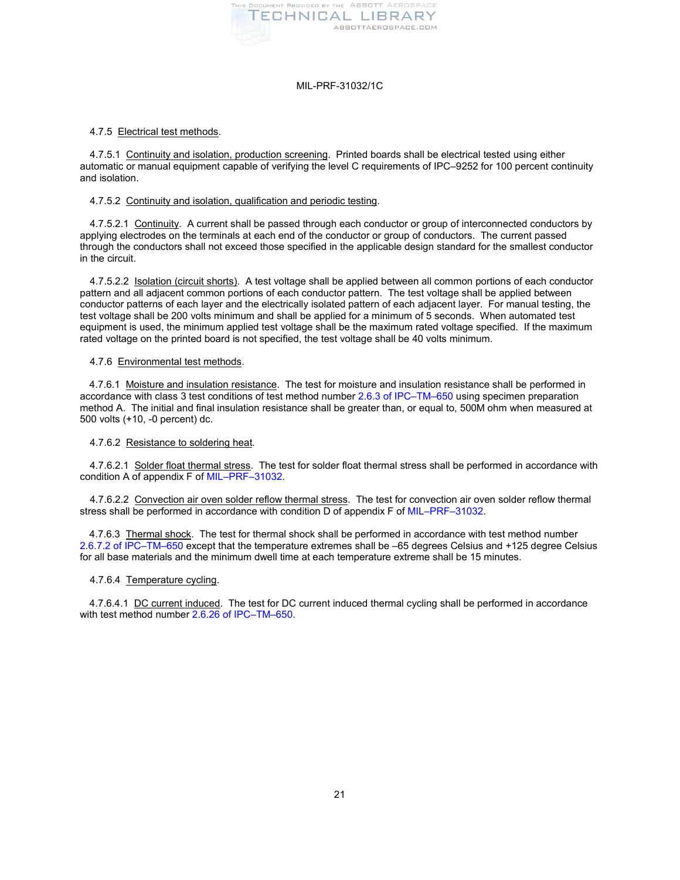4.7.5 Electrical test methods.

4.7.5.1 Continuity and isolation, production screening. Printed boards shall be electrical tested using either automatic or manual equipment capable of verifying the level C requirements of IPC–9252 for 100 percent continuity and isolation.

4.7.5.2 Continuity and isolation, qualification and periodic testing.

4.7.5.2.1 Continuity. A current shall be passed through each conductor or group of interconnected conductors by applying electrodes on the terminals at each end of the conductor or group of conductors. The current passed through the conductors shall not exceed those specified in the applicable design standard for the smallest conductor in the circuit.

4.7.5.2.2 Isolation (circuit shorts). A test voltage shall be applied between all common portions of each conductor pattern and all adjacent common portions of each conductor pattern. The test voltage shall be applied between conductor patterns of each layer and the electrically isolated pattern of each adjacent layer. For manual testing, the test voltage shall be 200 volts minimum and shall be applied for a minimum of 5 seconds. When automated test equipment is used, the minimum applied test voltage shall be the maximum rated voltage specified. If the maximum rated voltage on the printed board is not specified, the test voltage shall be 40 volts minimum.

4.7.6 Environmental test methods.

4.7.6.1 Moisture and insulation resistance. The test for moisture and insulation resistance shall be performed in accordance with class 3 test conditions of test method number 2.6.3 of IPC–TM–650 using specimen preparation method A. The initial and final insulation resistance shall be greater than, or equal to, 500M ohm when measured at 500 volts (+10, -0 percent) dc.

4.7.6.2 Resistance to soldering heat.

4.7.6.2.1 Solder float thermal stress. The test for solder float thermal stress shall be performed in accordance with condition A of appendix F of MIL–PRF–31032.

4.7.6.2.2 Convection air oven solder reflow thermal stress. The test for convection air oven solder reflow thermal stress shall be performed in accordance with condition D of appendix F of MIL–PRF–31032.

4.7.6.3 Thermal shock. The test for thermal shock shall be performed in accordance with test method number 2.6.7.2 of IPC–TM–650 except that the temperature extremes shall be –65 degrees Celsius and +125 degree Celsius for all base materials and the minimum dwell time at each temperature extreme shall be 15 minutes.

4.7.6.4 Temperature cycling.

4.7.6.4.1 DC current induced. The test for DC current induced thermal cycling shall be performed in accordance with test method number 2.6.26 of IPC–TM–650.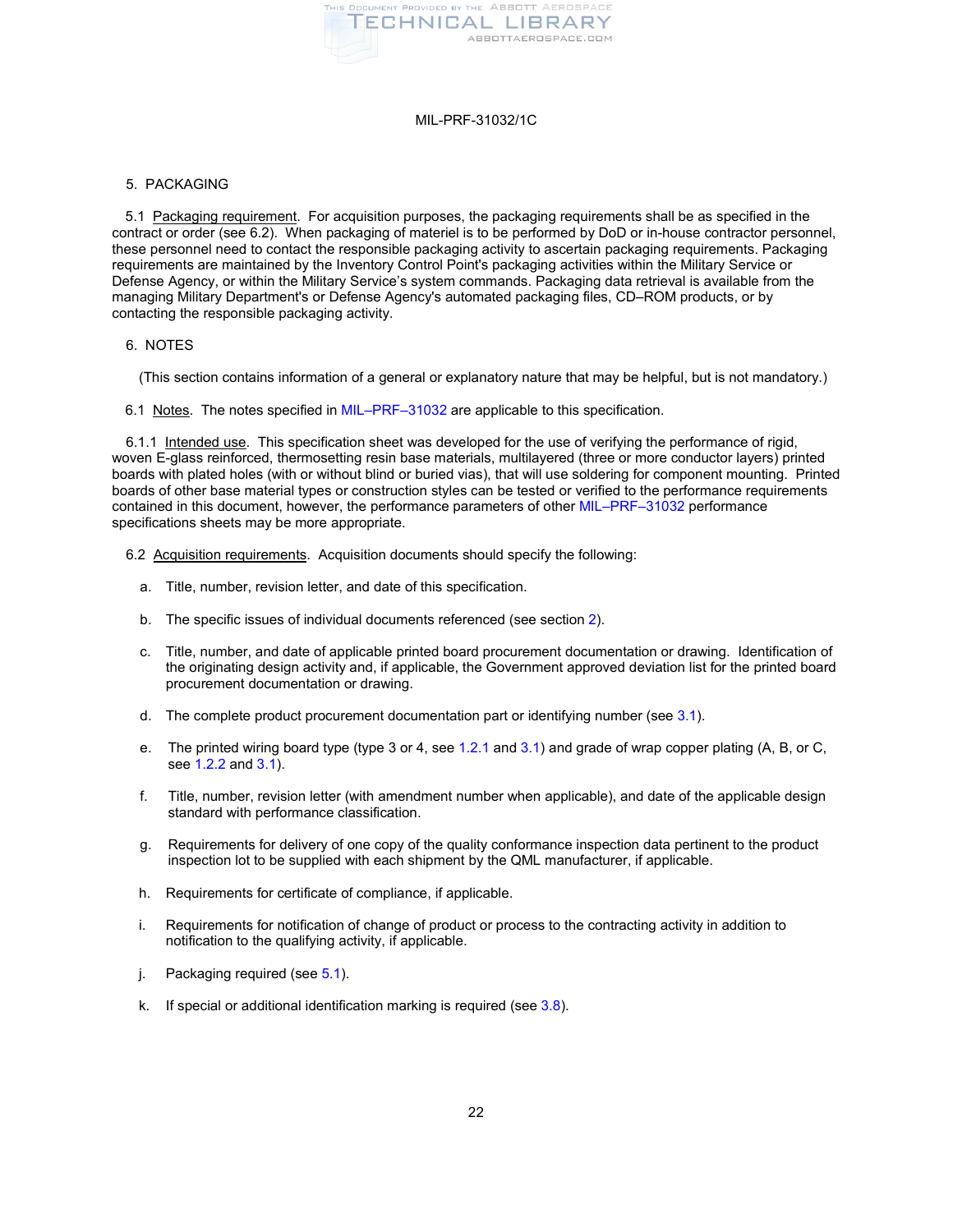## 5. PACKAGING

5.1 Packaging requirement. For acquisition purposes, the packaging requirements shall be as specified in the contract or order (see 6.2). When packaging of materiel is to be performed by DoD or in-house contractor personnel, these personnel need to contact the responsible packaging activity to ascertain packaging requirements. Packaging requirements are maintained by the Inventory Control Point's packaging activities within the Military Service or Defense Agency, or within the Military Service's system commands. Packaging data retrieval is available from the managing Military Department's or Defense Agency's automated packaging files, CD–ROM products, or by contacting the responsible packaging activity.

## 6. NOTES

(This section contains information of a general or explanatory nature that may be helpful, but is not mandatory.)

6.1 Notes. The notes specified in MIL–PRF–31032 are applicable to this specification.

6.1.1 Intended use. This specification sheet was developed for the use of verifying the performance of rigid, woven E-glass reinforced, thermosetting resin base materials, multilayered (three or more conductor layers) printed boards with plated holes (with or without blind or buried vias), that will use soldering for component mounting. Printed boards of other base material types or construction styles can be tested or verified to the performance requirements contained in this document, however, the performance parameters of other MIL–PRF–31032 performance specifications sheets may be more appropriate.

6.2 Acquisition requirements. Acquisition documents should specify the following:

a. Title, number, revision letter, and date of this specification.

b. The specific issues of individual documents referenced (see section 2).

c. Title, number, and date of applicable printed board procurement documentation or drawing. Identification of the originating design activity and, if applicable, the Government approved deviation list for the printed board procurement documentation or drawing.

d. The complete product procurement documentation part or identifying number (see 3.1).

e. The printed wiring board type (type 3 or 4, see 1.2.1 and 3.1) and grade of wrap copper plating (A, B, or C, see 1.2.2 and 3.1).

f. Title, number, revision letter (with amendment number when applicable), and date of the applicable design standard with performance classification.

g. Requirements for delivery of one copy of the quality conformance inspection data pertinent to the product inspection lot to be supplied with each shipment by the QML manufacturer, if applicable.

h. Requirements for certificate of compliance, if applicable.

i. Requirements for notification of change of product or process to the contracting activity in addition to notification to the qualifying activity, if applicable.

j. Packaging required (see 5.1).

k. If special or additional identification marking is required (see 3.8).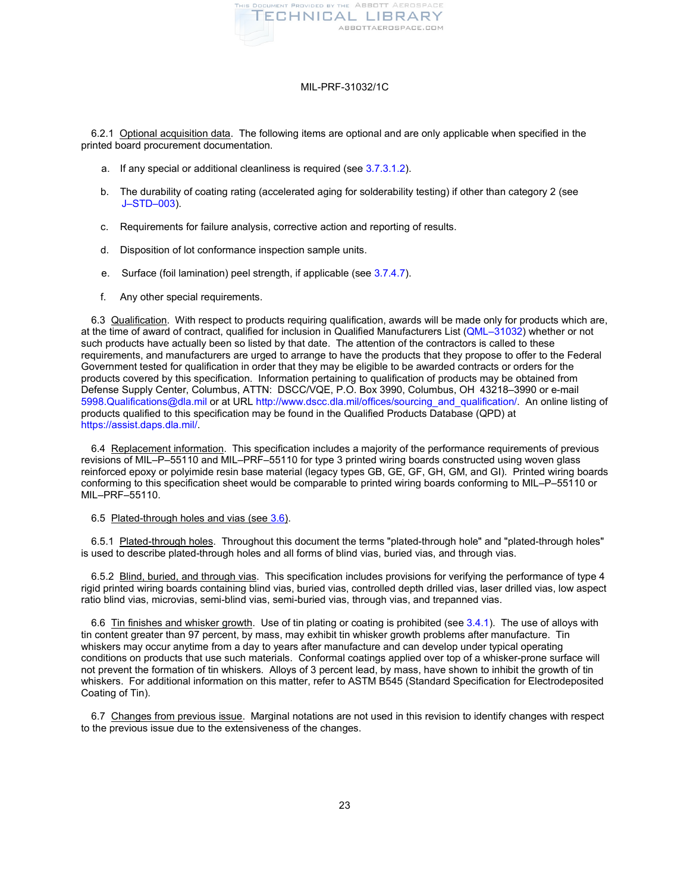6.2.1 Optional acquisition data. The following items are optional and are only applicable when specified in the printed board procurement documentation.

a. If any special or additional cleanliness is required (see 3.7.3.1.2).

b. The durability of coating rating (accelerated aging for solderability testing) if other than category 2 (see J–STD–003).

c. Requirements for failure analysis, corrective action and reporting of results.

d. Disposition of lot conformance inspection sample units.

e. Surface (foil lamination) peel strength, if applicable (see 3.7.4.7).

f. Any other special requirements.

6.3 Qualification. With respect to products requiring qualification, awards will be made only for products which are, at the time of award of contract, qualified for inclusion in Qualified Manufacturers List (QML–31032) whether or not such products have actually been so listed by that date. The attention of the contractors is called to these requirements, and manufacturers are urged to arrange to have the products that they propose to offer to the Federal Government tested for qualification in order that they may be eligible to be awarded contracts or orders for the products covered by this specification. Information pertaining to qualification of products may be obtained from Defense Supply Center, Columbus, ATTN: DSCC/VQE, P.O. Box 3990, Columbus, OH 43218–3990 or e-mail 5998.Qualifications@dla.mil or at URL http://www.dscc.dla.mil/offices/sourcing_and_qualification/. An online listing of products qualified to this specification may be found in the Qualified Products Database (QPD) at https://assist.daps.dla.mil/.

6.4 Replacement information. This specification includes a majority of the performance requirements of previous revisions of MIL–P–55110 and MIL–PRF–55110 for type 3 printed wiring boards constructed using woven glass reinforced epoxy or polyimide resin base material (legacy types GB, GE, GF, GH, GM, and GI). Printed wiring boards conforming to this specification sheet would be comparable to printed wiring boards conforming to MIL–P–55110 or MIL–PRF–55110.

6.5 Plated-through holes and vias (see 3.6).

6.5.1 Plated-through holes. Throughout this document the terms "plated-through hole" and "plated-through holes" is used to describe plated-through holes and all forms of blind vias, buried vias, and through vias.

6.5.2 Blind, buried, and through vias. This specification includes provisions for verifying the performance of type 4 rigid printed wiring boards containing blind vias, buried vias, controlled depth drilled vias, laser drilled vias, low aspect ratio blind vias, microvias, semi-blind vias, semi-buried vias, through vias, and trepanned vias.

6.6 Tin finishes and whisker growth. Use of tin plating or coating is prohibited (see 3.4.1). The use of alloys with tin content greater than 97 percent, by mass, may exhibit tin whisker growth problems after manufacture. Tin whiskers may occur anytime from a day to years after manufacture and can develop under typical operating conditions on products that use such materials. Conformal coatings applied over top of a whisker-prone surface will not prevent the formation of tin whiskers. Alloys of 3 percent lead, by mass, have shown to inhibit the growth of tin whiskers. For additional information on this matter, refer to ASTM B545 (Standard Specification for Electrodeposited Coating of Tin).

6.7 Changes from previous issue. Marginal notations are not used in this revision to identify changes with respect to the previous issue due to the extensiveness of the changes.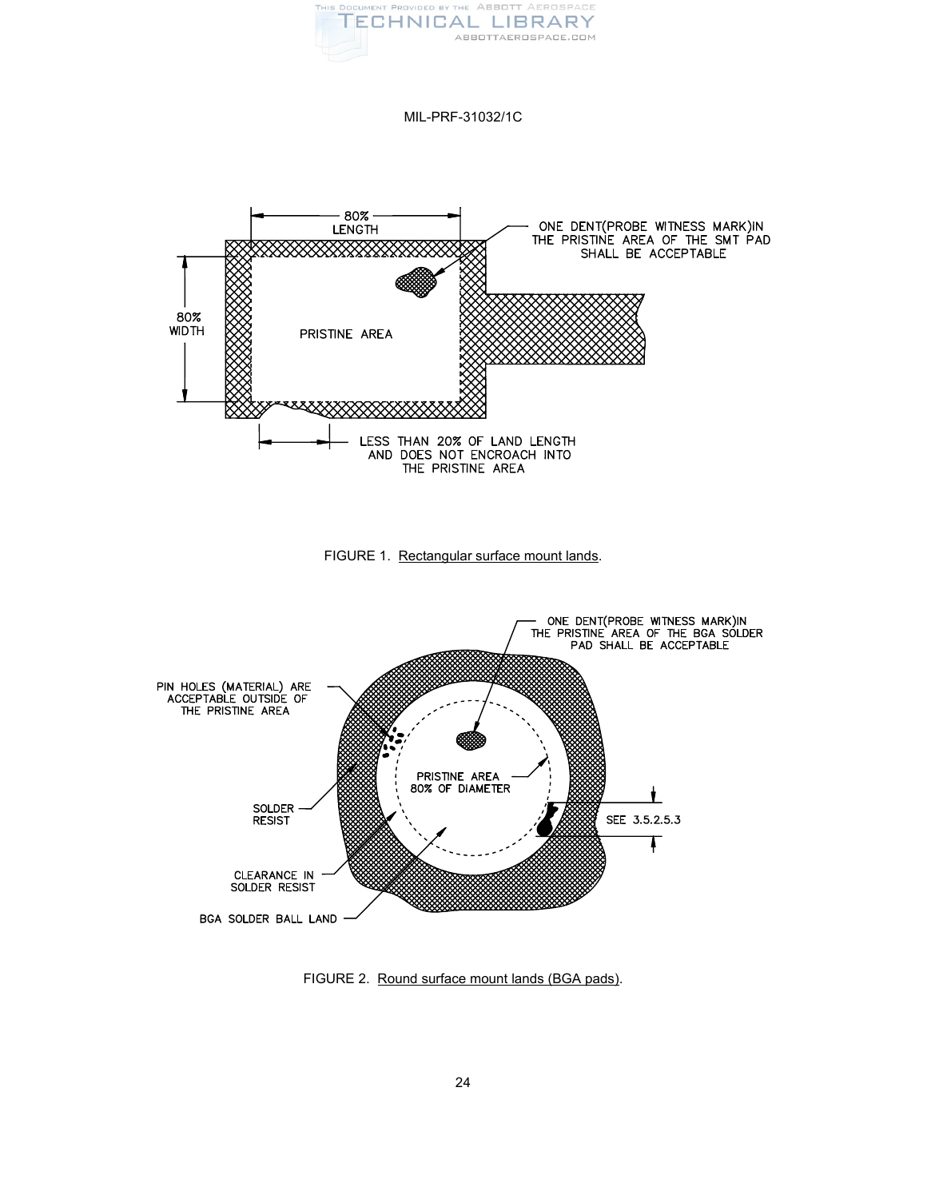ONE DENT(PROBE WITNESS MARK)IN THE PRISTINE AREA OF THE SMT PAD SHALL BE ACCEPTABLE

80% LENGTH

80% WIDTH

PRISTINE AREA

LESS THAN 20% OF LAND LENGTH AND DOES NOT ENCROACH INTO THE PRISTINE AREA

FIGURE 1. Rectangular surface mount lands.

ONE DENT(PROBE WITNESS MARK)IN THE PRISTINE AREA OF THE BGA SOLDER PAD SHALL BE ACCEPTABLE

PIN HOLES (MATERIAL) ARE ACCEPTABLE OUTSIDE OF THE PRISTINE AREA

PRISTINE AREA 80% OF DIAMETER

SOLDER RESIST

SEE 3.5.2.5.3

CLEARANCE IN SOLDER RESIST

BGA SOLDER BALL LAND

FIGURE 2. Round surface mount lands (BGA pads).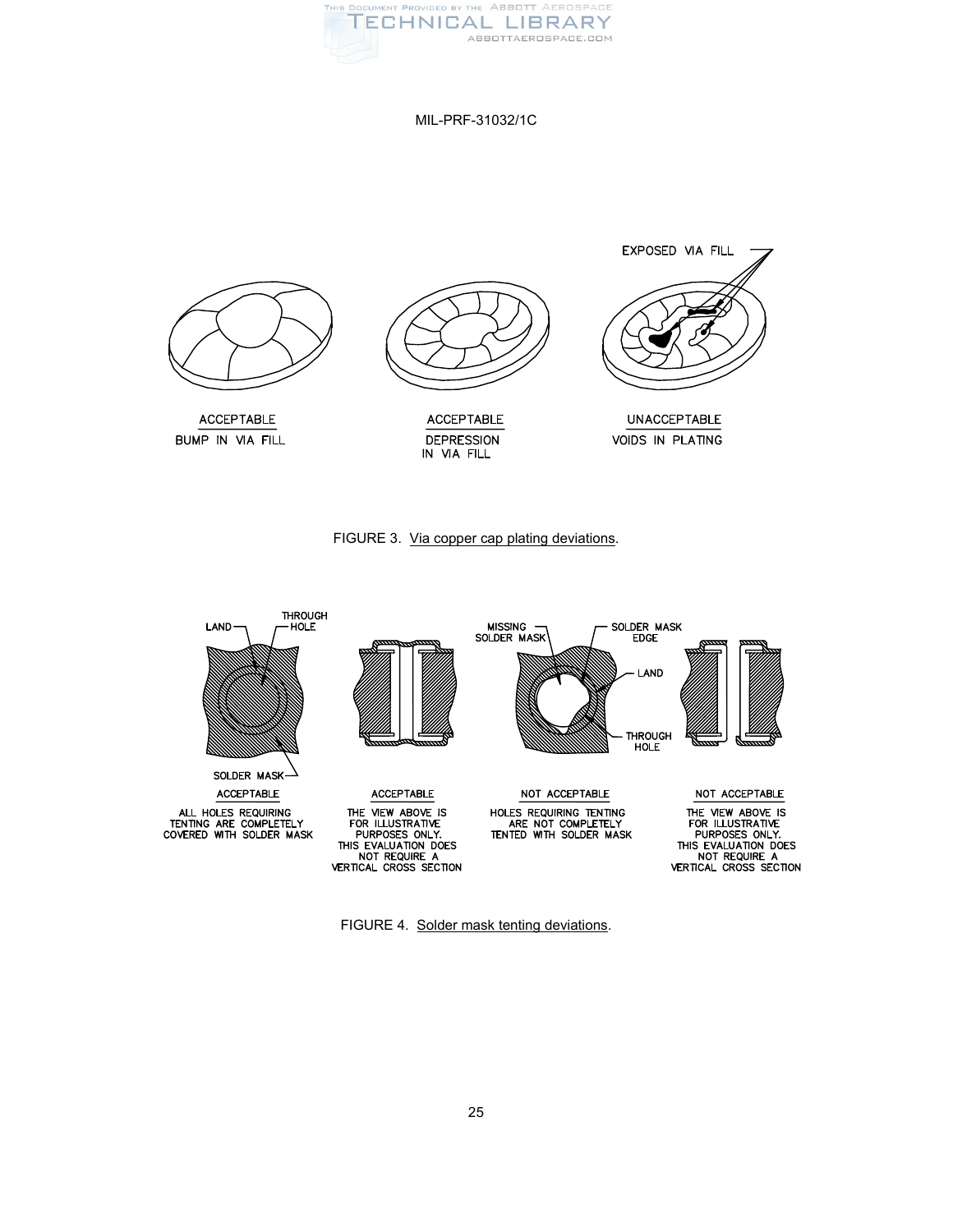EXPOSED VIA FILL

ACCEPTABLE
BUMP IN VIA FILL

ACCEPTABLE
DEPRESSION IN VIA FILL

UNACCEPTABLE
VOIDS IN PLATING

FIGURE 3. Via copper cap plating deviations.

LAND — THROUGH HOLE — SOLDER MASK

ACCEPTABLE
ALL HOLES REQUIRING TENTING ARE COMPLETELY COVERED WITH SOLDER MASK

ACCEPTABLE
THE VIEW ABOVE IS FOR ILLUSTRATIVE PURPOSES ONLY. THIS EVALUATION DOES NOT REQUIRE A VERTICAL CROSS SECTION

MISSING SOLDER MASK — SOLDER MASK EDGE — LAND — THROUGH HOLE

NOT ACCEPTABLE
HOLES REQUIRING TENTING ARE NOT COMPLETELY TENTED WITH SOLDER MASK

NOT ACCEPTABLE
THE VIEW ABOVE IS FOR ILLUSTRATIVE PURPOSES ONLY. THIS EVALUATION DOES NOT REQUIRE A VERTICAL CROSS SECTION

FIGURE 4. Solder mask tenting deviations.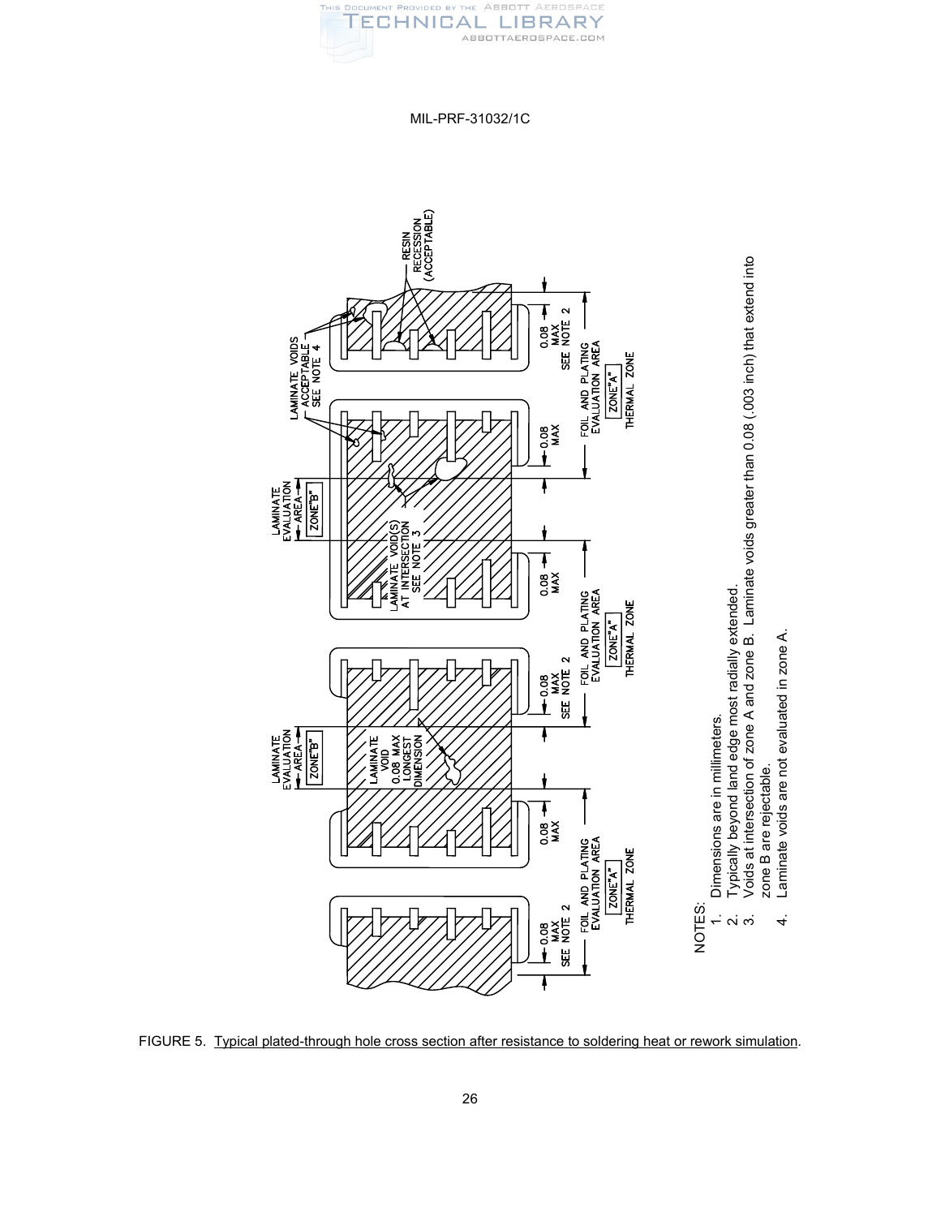LAMINATE EVALUATION AREA ZONE "B"

LAMINATE VOID 0.08 MAX LONGEST DIMENSION

0.08 MAX SEE NOTE 2

FOIL AND PLATING EVALUATION AREA ZONE "A" THERMAL ZONE

0.08 MAX

LAMINATE VOID(S) AT INTERSECTION SEE NOTE 3

LAMINATE VOIDS ACCEPTABLE SEE NOTE 4

RESIN RECESSION (ACCEPTABLE)

NOTES:

1. Dimensions are in millimeters.
2. Typically beyond land edge most radially extended.
3. Voids at intersection of zone A and zone B. Laminate voids greater than 0.08 (.003 inch) that extend into zone B are rejectable.
4. Laminate voids are not evaluated in zone A.

FIGURE 5. Typical plated-through hole cross section after resistance to soldering heat or rework simulation.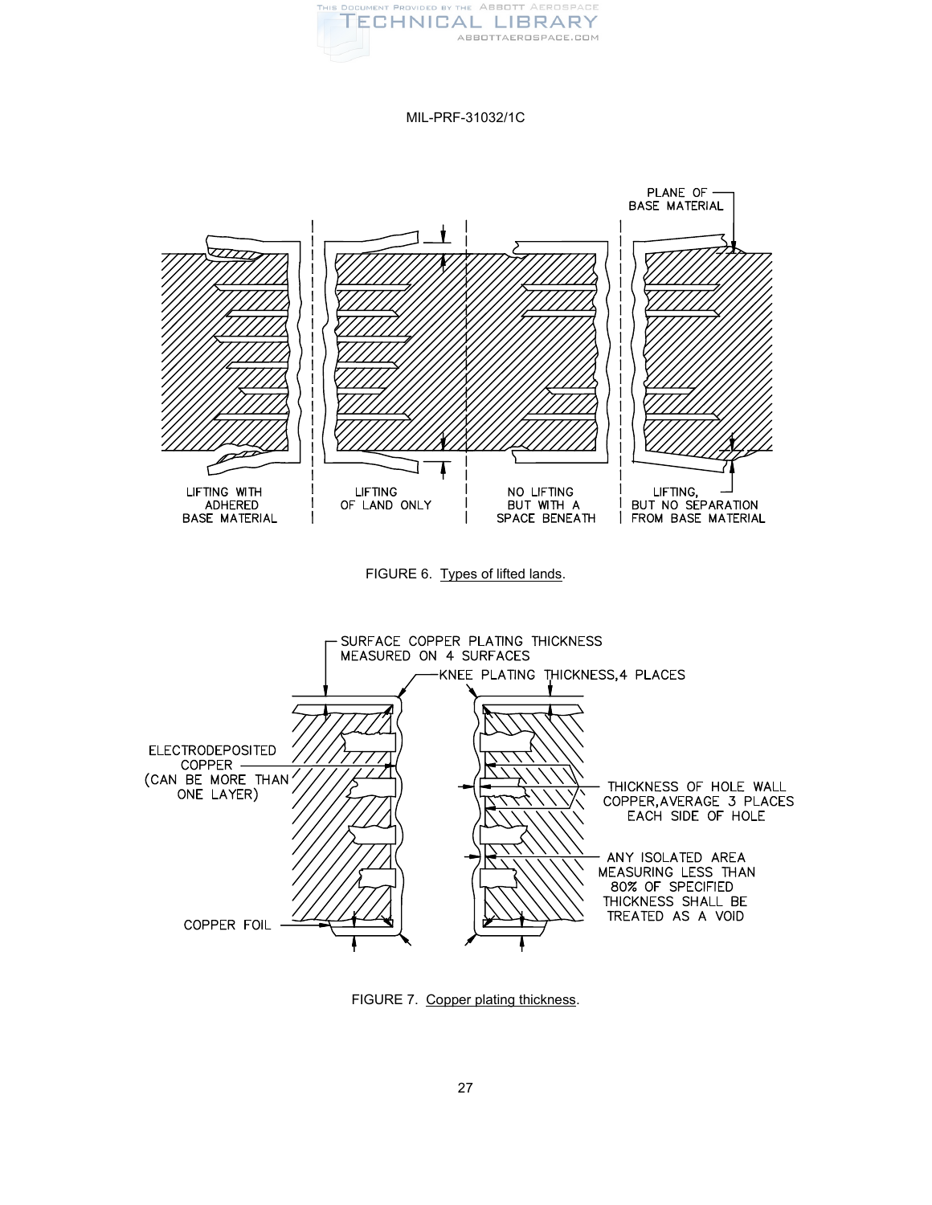PLANE OF BASE MATERIAL

LIFTING WITH ADHERED BASE MATERIAL | LIFTING OF LAND ONLY | NO LIFTING BUT WITH A SPACE BENEATH | LIFTING, BUT NO SEPARATION FROM BASE MATERIAL

FIGURE 6. Types of lifted lands.

SURFACE COPPER PLATING THICKNESS MEASURED ON 4 SURFACES

KNEE PLATING THICKNESS, 4 PLACES

ELECTRODEPOSITED COPPER (CAN BE MORE THAN ONE LAYER)

THICKNESS OF HOLE WALL COPPER, AVERAGE 3 PLACES EACH SIDE OF HOLE

ANY ISOLATED AREA MEASURING LESS THAN 80% OF SPECIFIED THICKNESS SHALL BE TREATED AS A VOID

COPPER FOIL

FIGURE 7. Copper plating thickness.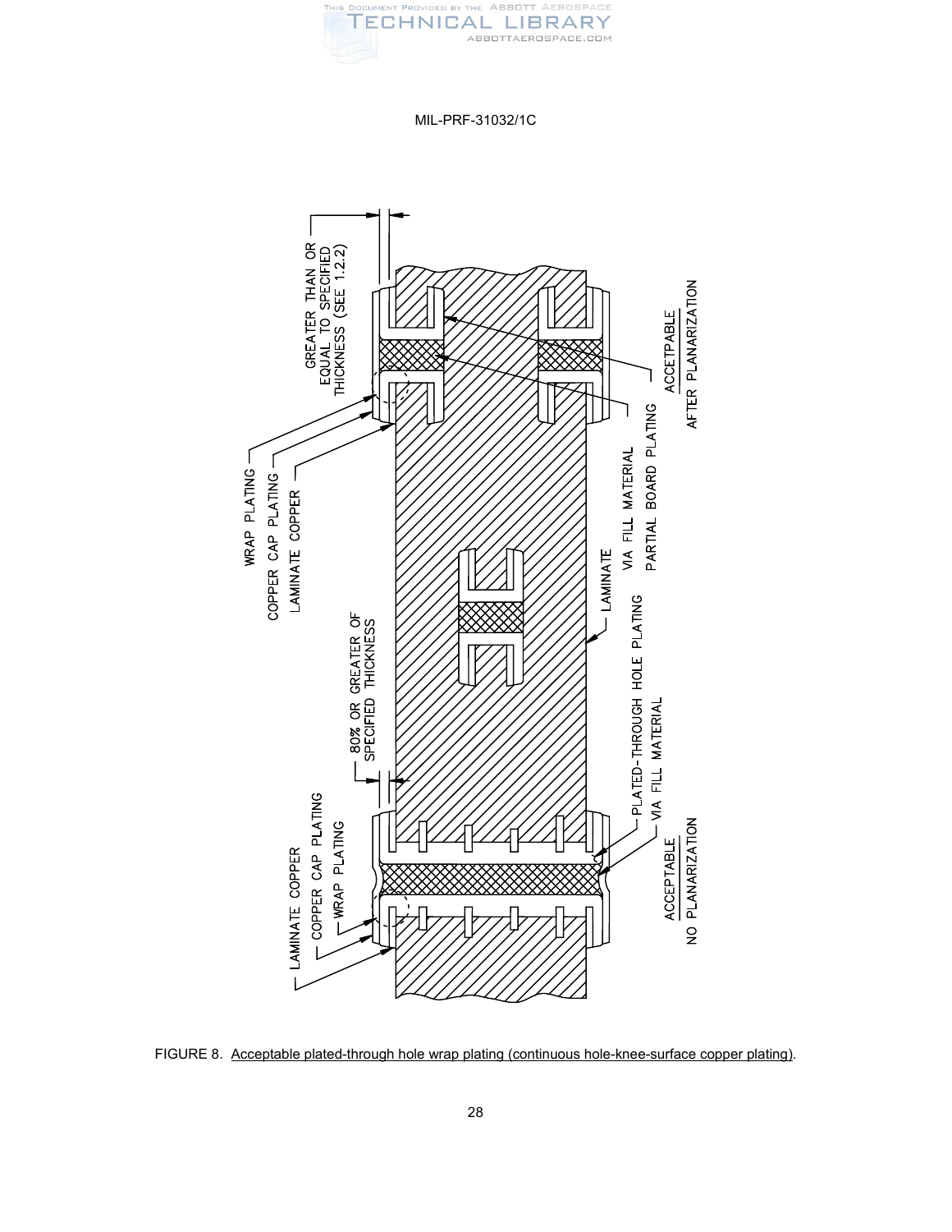FIGURE 8. Acceptable plated-through hole wrap plating (continuous hole-knee-surface copper plating).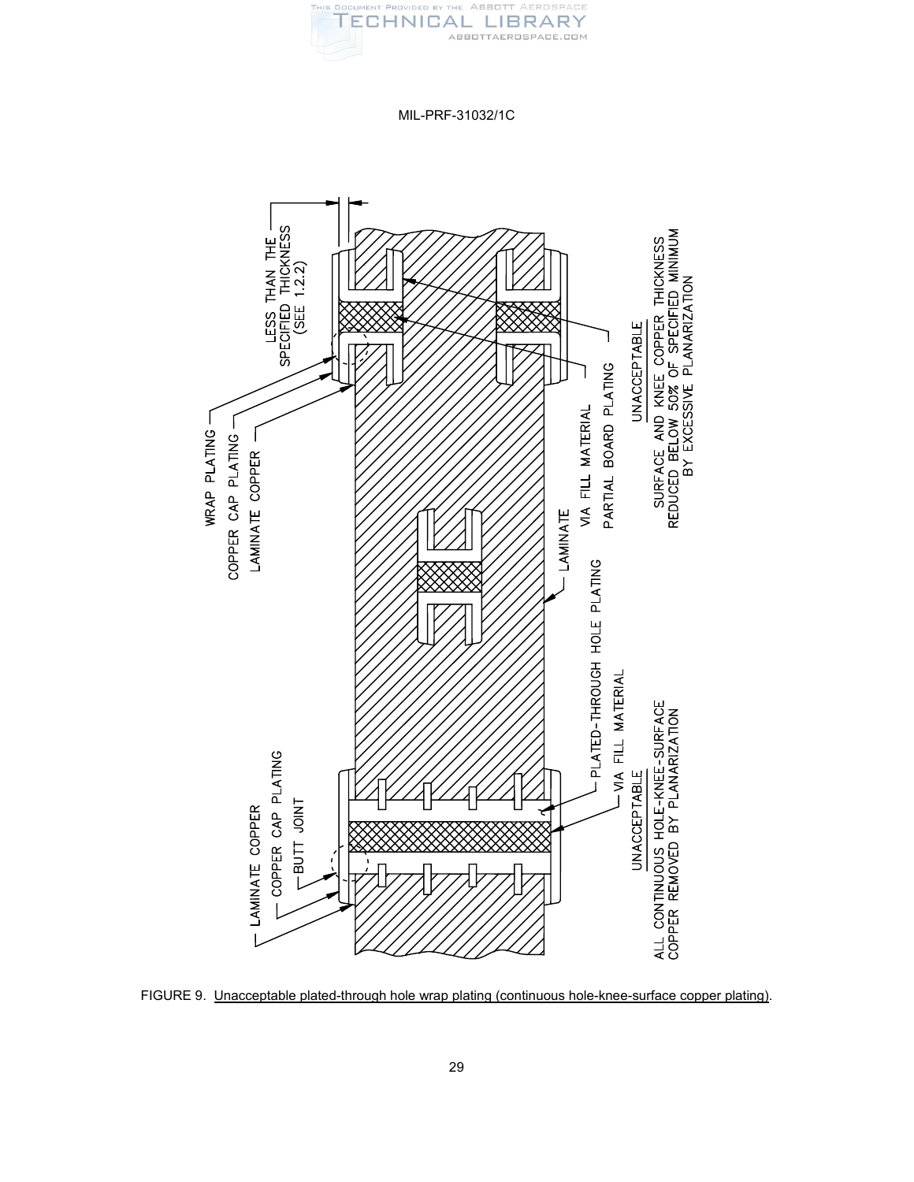LESS THAN THE SPECIFIED THICKNESS (SEE 1.2.2)

WRAP PLATING

COPPER CAP PLATING

LAMINATE COPPER

VIA FILL MATERIAL

PARTIAL BOARD PLATING

LAMINATE

UNACCEPTABLE

SURFACE AND KNEE COPPER THICKNESS REDUCED BELOW 50% OF SPECIFIED MINIMUM BY EXCESSIVE PLANARIZATION

LAMINATE COPPER

COPPER CAP PLATING

BUTT JOINT

PLATED-THROUGH HOLE PLATING

VIA FILL MATERIAL

UNACCEPTABLE

ALL CONTINUOUS HOLE-KNEE-SURFACE COPPER REMOVED BY PLANARIZATION

FIGURE 9. Unacceptable plated-through hole wrap plating (continuous hole-knee-surface copper plating).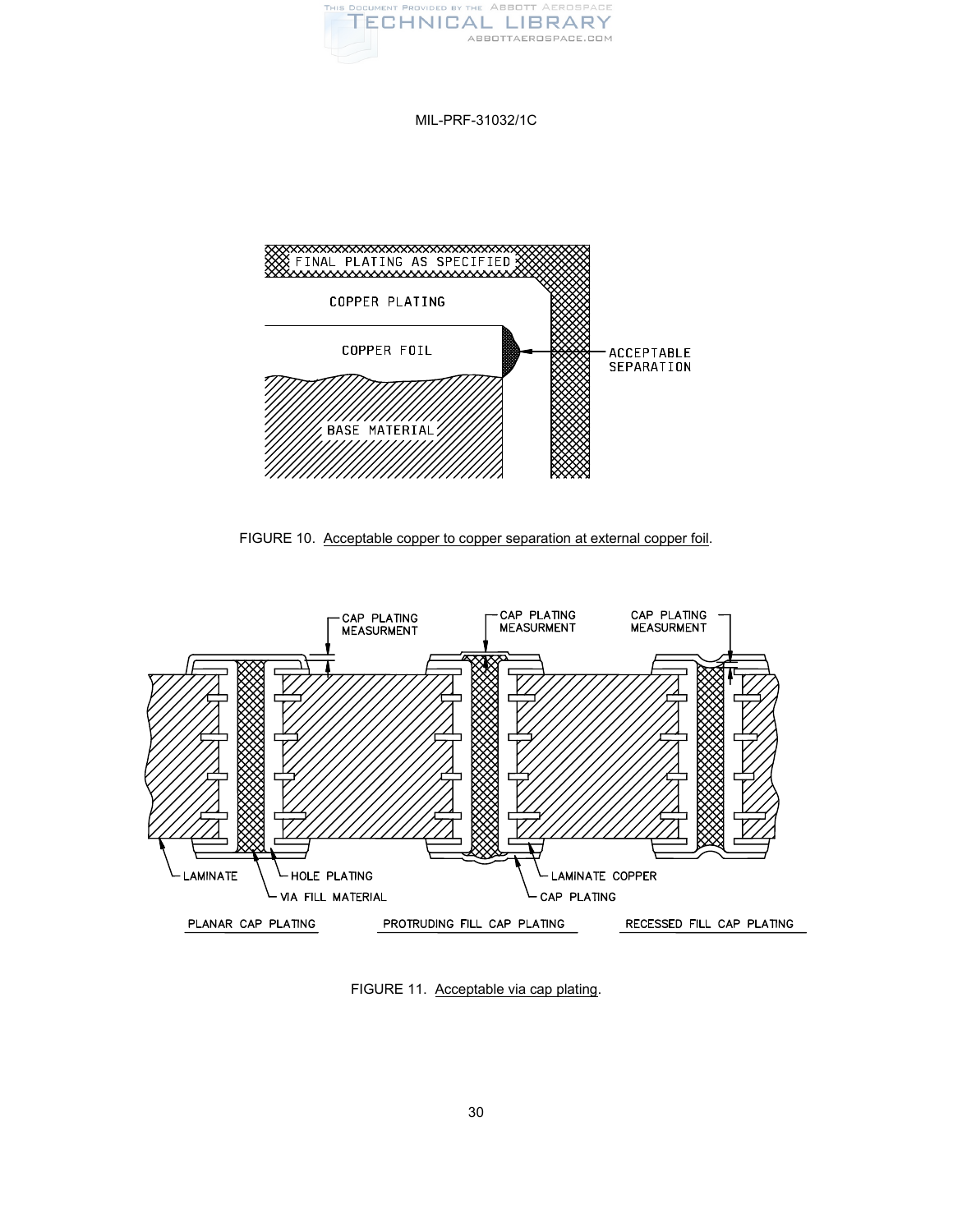FIGURE 10. Acceptable copper to copper separation at external copper foil.

FIGURE 11. Acceptable via cap plating.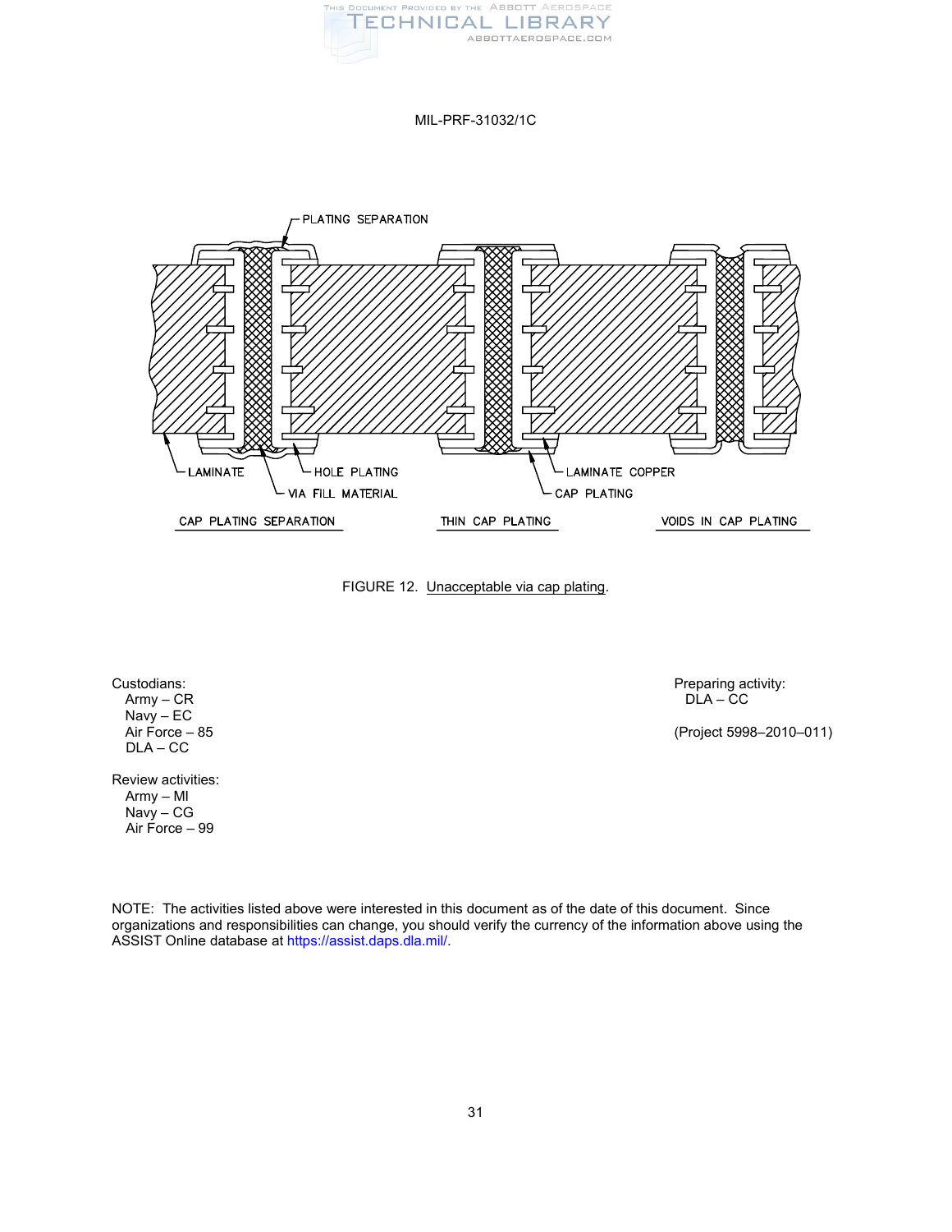PLATING SEPARATION

LAMINATE

HOLE PLATING

VIA FILL MATERIAL

LAMINATE COPPER

CAP PLATING

CAP PLATING SEPARATION

THIN CAP PLATING

VOIDS IN CAP PLATING

FIGURE 12. Unacceptable via cap plating.

Custodians:
Army – CR
Navy – EC
Air Force – 85
DLA – CC

Review activities:
Army – MI
Navy – CG
Air Force – 99

Preparing activity:
DLA – CC

(Project 5998–2010–011)

NOTE: The activities listed above were interested in this document as of the date of this document. Since organizations and responsibilities can change, you should verify the currency of the information above using the ASSIST Online database at https://assist.daps.dla.mil/.